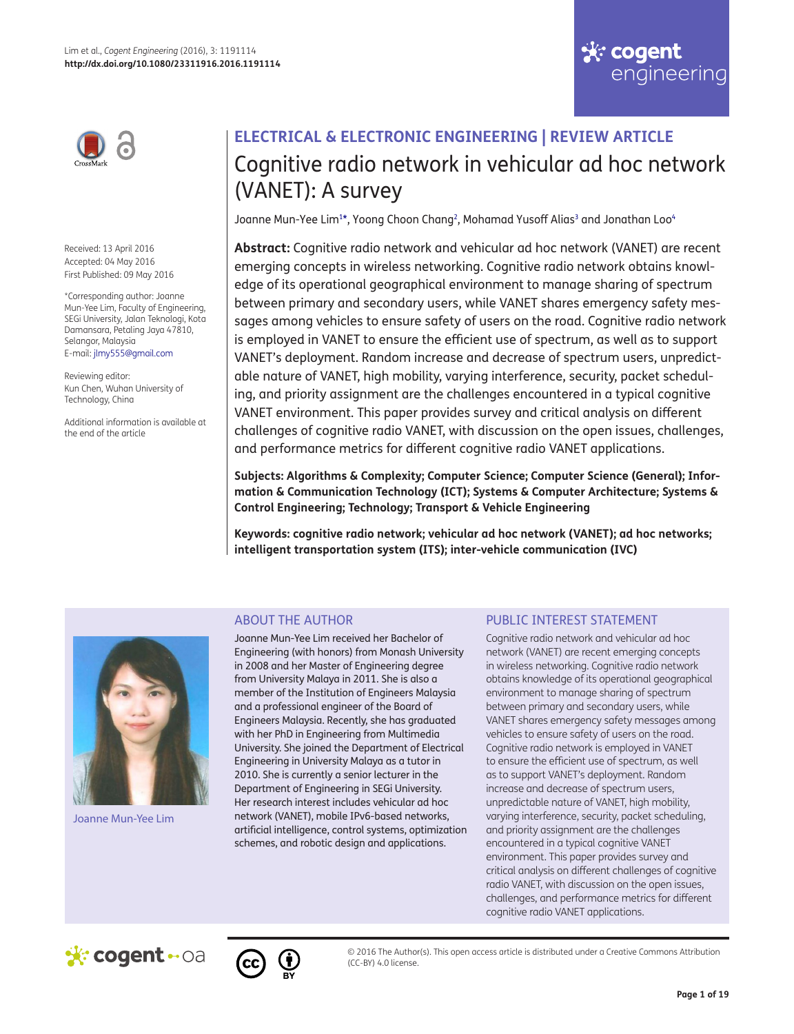ELECTRICAL & ELECTRONIC ENGINEERING | REVIEW ARTICLE

# Cognitive radio network in vehicular ad hoc network (VANET): A survey

Joanne Mun-Yee Lim[1]*, Yoong Choon Chang[2], Mohamad Yusoff Alias[3] and Jonathan Loo[4]

Received: 13 April 2016
Accepted: 04 May 2016
First Published: 09 May 2016

*Corresponding author: Joanne Mun-Yee Lim, Faculty of Engineering, SEGi University, Jalan Teknologi, Kota Damansara, Petaling Jaya 47810, Selangor, Malaysia
E-mail: jlmy555@gmail.com

Reviewing editor:
Kun Chen, Wuhan University of Technology, China

Additional information is available at the end of the article

**Abstract:** Cognitive radio network and vehicular ad hoc network (VANET) are recent emerging concepts in wireless networking. Cognitive radio network obtains knowledge of its operational geographical environment to manage sharing of spectrum between primary and secondary users, while VANET shares emergency safety messages among vehicles to ensure safety of users on the road. Cognitive radio network is employed in VANET to ensure the efficient use of spectrum, as well as to support VANET's deployment. Random increase and decrease of spectrum users, unpredictable nature of VANET, high mobility, varying interference, security, packet scheduling, and priority assignment are the challenges encountered in a typical cognitive VANET environment. This paper provides survey and critical analysis on different challenges of cognitive radio VANET, with discussion on the open issues, challenges, and performance metrics for different cognitive radio VANET applications.

**Subjects: Algorithms & Complexity; Computer Science; Computer Science (General); Information & Communication Technology (ICT); Systems & Computer Architecture; Systems & Control Engineering; Technology; Transport & Vehicle Engineering**

**Keywords: cognitive radio network; vehicular ad hoc network (VANET); ad hoc networks; intelligent transportation system (ITS); inter-vehicle communication (IVC)**

## ABOUT THE AUTHOR

Joanne Mun-Yee Lim

Joanne Mun-Yee Lim received her Bachelor of Engineering (with honors) from Monash University in 2008 and her Master of Engineering degree from University Malaya in 2011. She is also a member of the Institution of Engineers Malaysia and a professional engineer of the Board of Engineers Malaysia. Recently, she has graduated with her PhD in Engineering from Multimedia University. She joined the Department of Electrical Engineering in University Malaya as a tutor in 2010. She is currently a senior lecturer in the Department of Engineering in SEGi University. Her research interest includes vehicular ad hoc network (VANET), mobile IPv6-based networks, artificial intelligence, control systems, optimization schemes, and robotic design and applications.

## PUBLIC INTEREST STATEMENT

Cognitive radio network and vehicular ad hoc network (VANET) are recent emerging concepts in wireless networking. Cognitive radio network obtains knowledge of its operational geographical environment to manage sharing of spectrum between primary and secondary users, while VANET shares emergency safety messages among vehicles to ensure safety of users on the road. Cognitive radio network is employed in VANET to ensure the efficient use of spectrum, as well as to support VANET's deployment. Random increase and decrease of spectrum users, unpredictable nature of VANET, high mobility, varying interference, security, packet scheduling, and priority assignment are the challenges encountered in a typical cognitive VANET environment. This paper provides survey and critical analysis on different challenges of cognitive radio VANET, with discussion on the open issues, challenges, and performance metrics for different cognitive radio VANET applications.

© 2016 The Author(s). This open access article is distributed under a Creative Commons Attribution (CC-BY) 4.0 license.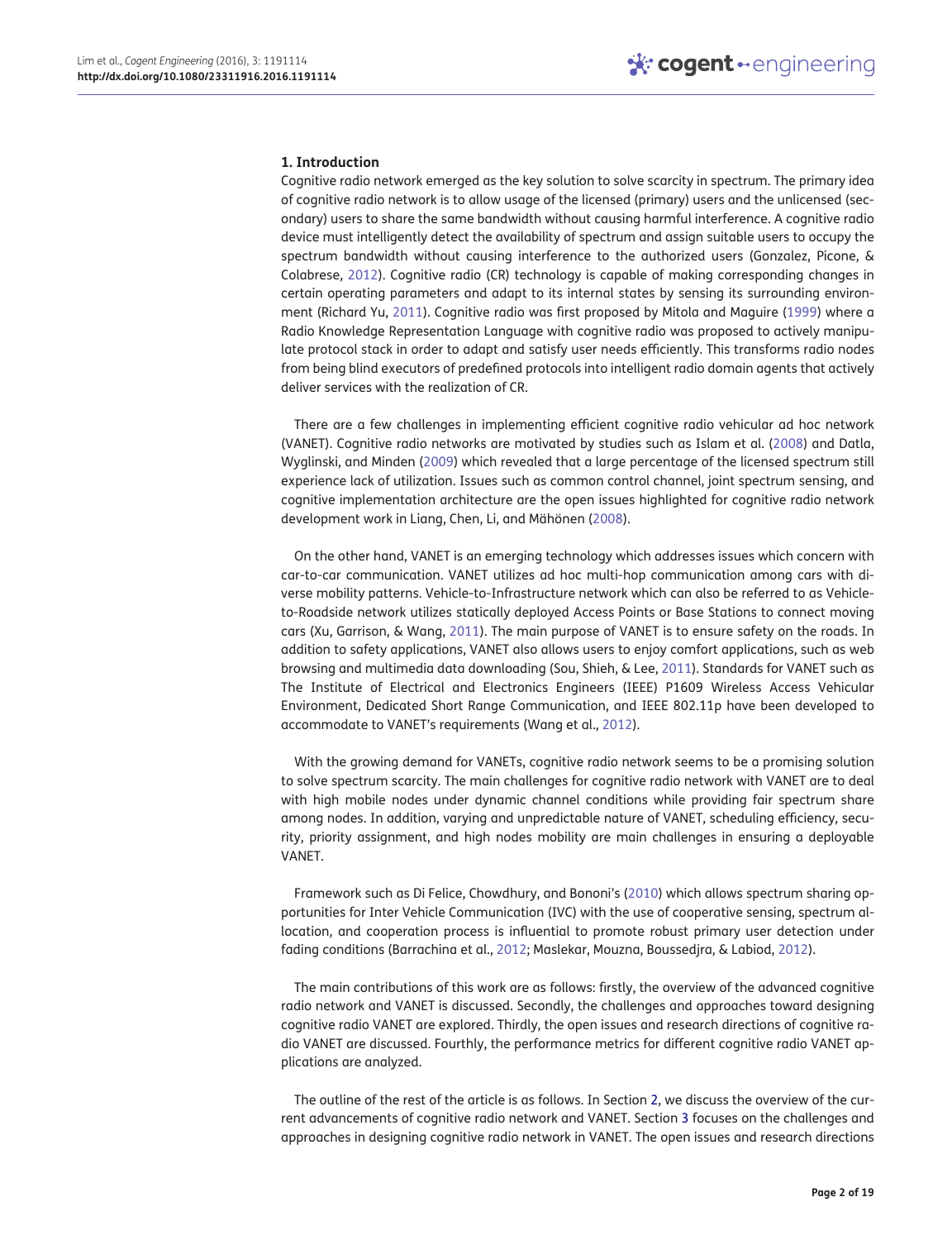## 1. Introduction

Cognitive radio network emerged as the key solution to solve scarcity in spectrum. The primary idea of cognitive radio network is to allow usage of the licensed (primary) users and the unlicensed (secondary) users to share the same bandwidth without causing harmful interference. A cognitive radio device must intelligently detect the availability of spectrum and assign suitable users to occupy the spectrum bandwidth without causing interference to the authorized users (Gonzalez, Picone, & Colabrese, 2012). Cognitive radio (CR) technology is capable of making corresponding changes in certain operating parameters and adapt to its internal states by sensing its surrounding environment (Richard Yu, 2011). Cognitive radio was first proposed by Mitola and Maguire (1999) where a Radio Knowledge Representation Language with cognitive radio was proposed to actively manipulate protocol stack in order to adapt and satisfy user needs efficiently. This transforms radio nodes from being blind executors of predefined protocols into intelligent radio domain agents that actively deliver services with the realization of CR.

There are a few challenges in implementing efficient cognitive radio vehicular ad hoc network (VANET). Cognitive radio networks are motivated by studies such as Islam et al. (2008) and Datla, Wyglinski, and Minden (2009) which revealed that a large percentage of the licensed spectrum still experience lack of utilization. Issues such as common control channel, joint spectrum sensing, and cognitive implementation architecture are the open issues highlighted for cognitive radio network development work in Liang, Chen, Li, and Mähönen (2008).

On the other hand, VANET is an emerging technology which addresses issues which concern with car-to-car communication. VANET utilizes ad hoc multi-hop communication among cars with diverse mobility patterns. Vehicle-to-Infrastructure network which can also be referred to as Vehicle-to-Roadside network utilizes statically deployed Access Points or Base Stations to connect moving cars (Xu, Garrison, & Wang, 2011). The main purpose of VANET is to ensure safety on the roads. In addition to safety applications, VANET also allows users to enjoy comfort applications, such as web browsing and multimedia data downloading (Sou, Shieh, & Lee, 2011). Standards for VANET such as The Institute of Electrical and Electronics Engineers (IEEE) P1609 Wireless Access Vehicular Environment, Dedicated Short Range Communication, and IEEE 802.11p have been developed to accommodate to VANET's requirements (Wang et al., 2012).

With the growing demand for VANETs, cognitive radio network seems to be a promising solution to solve spectrum scarcity. The main challenges for cognitive radio network with VANET are to deal with high mobile nodes under dynamic channel conditions while providing fair spectrum share among nodes. In addition, varying and unpredictable nature of VANET, scheduling efficiency, security, priority assignment, and high nodes mobility are main challenges in ensuring a deployable VANET.

Framework such as Di Felice, Chowdhury, and Bononi's (2010) which allows spectrum sharing opportunities for Inter Vehicle Communication (IVC) with the use of cooperative sensing, spectrum allocation, and cooperation process is influential to promote robust primary user detection under fading conditions (Barrachina et al., 2012; Maslekar, Mouzna, Boussedjra, & Labiod, 2012).

The main contributions of this work are as follows: firstly, the overview of the advanced cognitive radio network and VANET is discussed. Secondly, the challenges and approaches toward designing cognitive radio VANET are explored. Thirdly, the open issues and research directions of cognitive radio VANET are discussed. Fourthly, the performance metrics for different cognitive radio VANET applications are analyzed.

The outline of the rest of the article is as follows. In Section 2, we discuss the overview of the current advancements of cognitive radio network and VANET. Section 3 focuses on the challenges and approaches in designing cognitive radio network in VANET. The open issues and research directions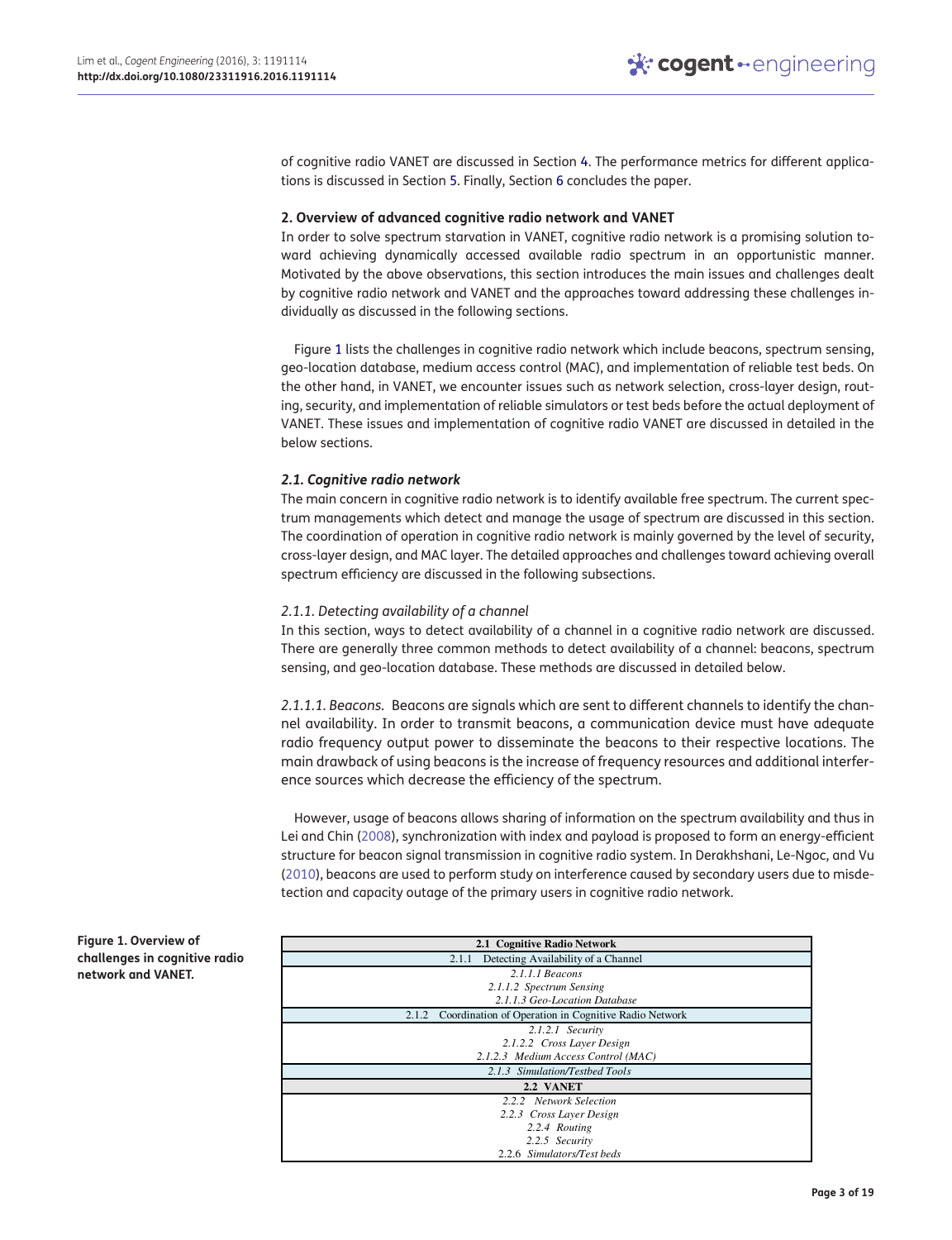of cognitive radio VANET are discussed in Section 4. The performance metrics for different applications is discussed in Section 5. Finally, Section 6 concludes the paper.

## 2. Overview of advanced cognitive radio network and VANET

In order to solve spectrum starvation in VANET, cognitive radio network is a promising solution toward achieving dynamically accessed available radio spectrum in an opportunistic manner. Motivated by the above observations, this section introduces the main issues and challenges dealt by cognitive radio network and VANET and the approaches toward addressing these challenges individually as discussed in the following sections.

Figure 1 lists the challenges in cognitive radio network which include beacons, spectrum sensing, geo-location database, medium access control (MAC), and implementation of reliable test beds. On the other hand, in VANET, we encounter issues such as network selection, cross-layer design, routing, security, and implementation of reliable simulators or test beds before the actual deployment of VANET. These issues and implementation of cognitive radio VANET are discussed in detailed in the below sections.

### 2.1. Cognitive radio network

The main concern in cognitive radio network is to identify available free spectrum. The current spectrum managements which detect and manage the usage of spectrum are discussed in this section. The coordination of operation in cognitive radio network is mainly governed by the level of security, cross-layer design, and MAC layer. The detailed approaches and challenges toward achieving overall spectrum efficiency are discussed in the following subsections.

#### 2.1.1. Detecting availability of a channel

In this section, ways to detect availability of a channel in a cognitive radio network are discussed. There are generally three common methods to detect availability of a channel: beacons, spectrum sensing, and geo-location database. These methods are discussed in detailed below.

*2.1.1.1. Beacons.* Beacons are signals which are sent to different channels to identify the channel availability. In order to transmit beacons, a communication device must have adequate radio frequency output power to disseminate the beacons to their respective locations. The main drawback of using beacons is the increase of frequency resources and additional interference sources which decrease the efficiency of the spectrum.

However, usage of beacons allows sharing of information on the spectrum availability and thus in Lei and Chin (2008), synchronization with index and payload is proposed to form an energy-efficient structure for beacon signal transmission in cognitive radio system. In Derakhshani, Le-Ngoc, and Vu (2010), beacons are used to perform study on interference caused by secondary users due to misdetection and capacity outage of the primary users in cognitive radio network.

**Figure 1. Overview of challenges in cognitive radio network and VANET.**

| **2.1 Cognitive Radio Network** |
|---|
| 2.1.1 Detecting Availability of a Channel |
| *2.1.1.1 Beacons*<br>*2.1.1.2 Spectrum Sensing*<br>*2.1.1.3 Geo-Location Database* |
| 2.1.2 Coordination of Operation in Cognitive Radio Network |
| *2.1.2.1 Security*<br>*2.1.2.2 Cross Layer Design*<br>*2.1.2.3 Medium Access Control (MAC)* |
| *2.1.3 Simulation/Testbed Tools* |
| **2.2 VANET** |
| *2.2.2 Network Selection*<br>*2.2.3 Cross Layer Design*<br>*2.2.4 Routing*<br>*2.2.5 Security*<br>2.2.6 *Simulators/Test beds* |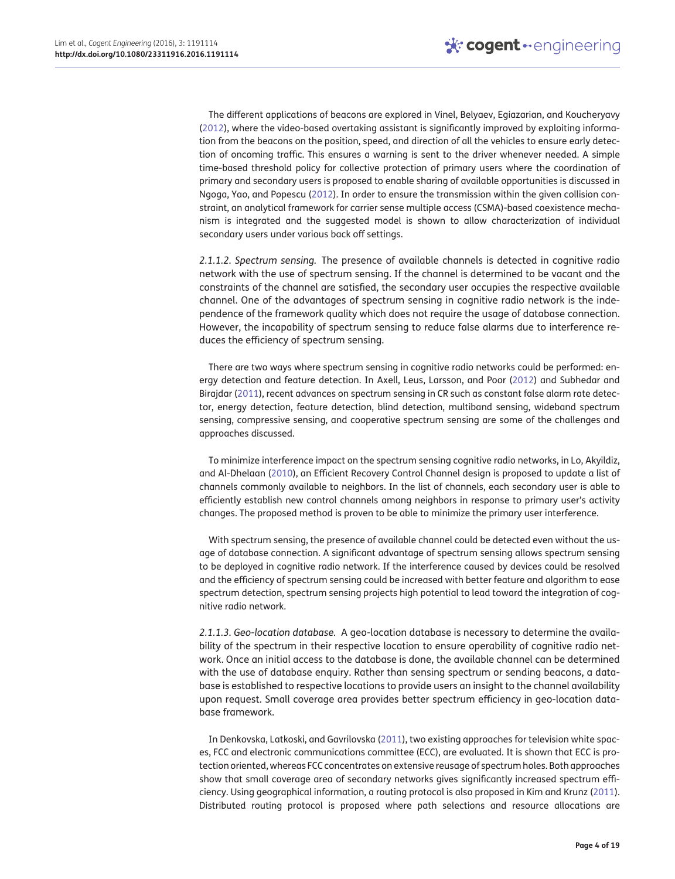The different applications of beacons are explored in Vinel, Belyaev, Egiazarian, and Koucheryavy (2012), where the video-based overtaking assistant is significantly improved by exploiting information from the beacons on the position, speed, and direction of all the vehicles to ensure early detection of oncoming traffic. This ensures a warning is sent to the driver whenever needed. A simple time-based threshold policy for collective protection of primary users where the coordination of primary and secondary users is proposed to enable sharing of available opportunities is discussed in Ngoga, Yao, and Popescu (2012). In order to ensure the transmission within the given collision constraint, an analytical framework for carrier sense multiple access (CSMA)-based coexistence mechanism is integrated and the suggested model is shown to allow characterization of individual secondary users under various back off settings.

*2.1.1.2. Spectrum sensing.* The presence of available channels is detected in cognitive radio network with the use of spectrum sensing. If the channel is determined to be vacant and the constraints of the channel are satisfied, the secondary user occupies the respective available channel. One of the advantages of spectrum sensing in cognitive radio network is the independence of the framework quality which does not require the usage of database connection. However, the incapability of spectrum sensing to reduce false alarms due to interference reduces the efficiency of spectrum sensing.

There are two ways where spectrum sensing in cognitive radio networks could be performed: energy detection and feature detection. In Axell, Leus, Larsson, and Poor (2012) and Subhedar and Birajdar (2011), recent advances on spectrum sensing in CR such as constant false alarm rate detector, energy detection, feature detection, blind detection, multiband sensing, wideband spectrum sensing, compressive sensing, and cooperative spectrum sensing are some of the challenges and approaches discussed.

To minimize interference impact on the spectrum sensing cognitive radio networks, in Lo, Akyildiz, and Al-Dhelaan (2010), an Efficient Recovery Control Channel design is proposed to update a list of channels commonly available to neighbors. In the list of channels, each secondary user is able to efficiently establish new control channels among neighbors in response to primary user's activity changes. The proposed method is proven to be able to minimize the primary user interference.

With spectrum sensing, the presence of available channel could be detected even without the usage of database connection. A significant advantage of spectrum sensing allows spectrum sensing to be deployed in cognitive radio network. If the interference caused by devices could be resolved and the efficiency of spectrum sensing could be increased with better feature and algorithm to ease spectrum detection, spectrum sensing projects high potential to lead toward the integration of cognitive radio network.

*2.1.1.3. Geo-location database.* A geo-location database is necessary to determine the availability of the spectrum in their respective location to ensure operability of cognitive radio network. Once an initial access to the database is done, the available channel can be determined with the use of database enquiry. Rather than sensing spectrum or sending beacons, a database is established to respective locations to provide users an insight to the channel availability upon request. Small coverage area provides better spectrum efficiency in geo-location database framework.

In Denkovska, Latkoski, and Gavrilovska (2011), two existing approaches for television white spaces, FCC and electronic communications committee (ECC), are evaluated. It is shown that ECC is protection oriented, whereas FCC concentrates on extensive reusage of spectrum holes. Both approaches show that small coverage area of secondary networks gives significantly increased spectrum efficiency. Using geographical information, a routing protocol is also proposed in Kim and Krunz (2011). Distributed routing protocol is proposed where path selections and resource allocations are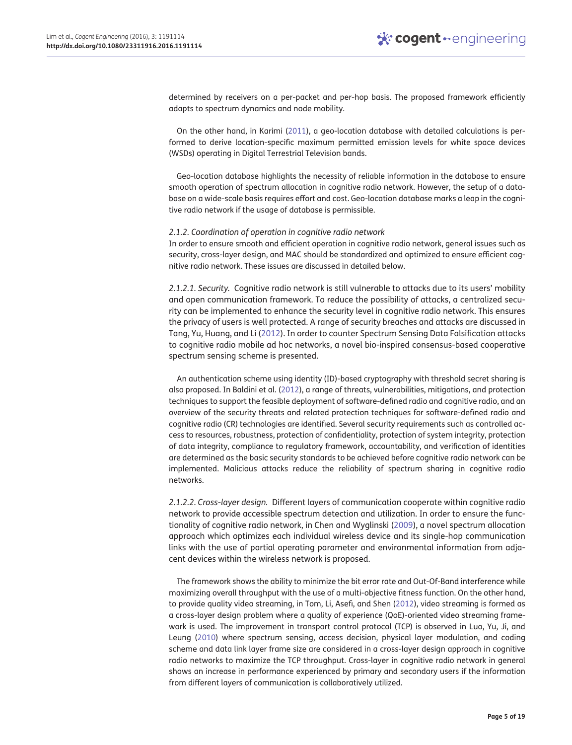determined by receivers on a per-packet and per-hop basis. The proposed framework efficiently adapts to spectrum dynamics and node mobility.

On the other hand, in Karimi (2011), a geo-location database with detailed calculations is performed to derive location-specific maximum permitted emission levels for white space devices (WSDs) operating in Digital Terrestrial Television bands.

Geo-location database highlights the necessity of reliable information in the database to ensure smooth operation of spectrum allocation in cognitive radio network. However, the setup of a database on a wide-scale basis requires effort and cost. Geo-location database marks a leap in the cognitive radio network if the usage of database is permissible.

#### *2.1.2. Coordination of operation in cognitive radio network*

In order to ensure smooth and efficient operation in cognitive radio network, general issues such as security, cross-layer design, and MAC should be standardized and optimized to ensure efficient cognitive radio network. These issues are discussed in detailed below.

*2.1.2.1. Security.* Cognitive radio network is still vulnerable to attacks due to its users' mobility and open communication framework. To reduce the possibility of attacks, a centralized security can be implemented to enhance the security level in cognitive radio network. This ensures the privacy of users is well protected. A range of security breaches and attacks are discussed in Tang, Yu, Huang, and Li (2012). In order to counter Spectrum Sensing Data Falsification attacks to cognitive radio mobile ad hoc networks, a novel bio-inspired consensus-based cooperative spectrum sensing scheme is presented.

An authentication scheme using identity (ID)-based cryptography with threshold secret sharing is also proposed. In Baldini et al. (2012), a range of threats, vulnerabilities, mitigations, and protection techniques to support the feasible deployment of software-defined radio and cognitive radio, and an overview of the security threats and related protection techniques for software-defined radio and cognitive radio (CR) technologies are identified. Several security requirements such as controlled access to resources, robustness, protection of confidentiality, protection of system integrity, protection of data integrity, compliance to regulatory framework, accountability, and verification of identities are determined as the basic security standards to be achieved before cognitive radio network can be implemented. Malicious attacks reduce the reliability of spectrum sharing in cognitive radio networks.

*2.1.2.2. Cross-layer design.* Different layers of communication cooperate within cognitive radio network to provide accessible spectrum detection and utilization. In order to ensure the functionality of cognitive radio network, in Chen and Wyglinski (2009), a novel spectrum allocation approach which optimizes each individual wireless device and its single-hop communication links with the use of partial operating parameter and environmental information from adjacent devices within the wireless network is proposed.

The framework shows the ability to minimize the bit error rate and Out-Of-Band interference while maximizing overall throughput with the use of a multi-objective fitness function. On the other hand, to provide quality video streaming, in Tom, Li, Asefi, and Shen (2012), video streaming is formed as a cross-layer design problem where a quality of experience (QoE)-oriented video streaming framework is used. The improvement in transport control protocol (TCP) is observed in Luo, Yu, Ji, and Leung (2010) where spectrum sensing, access decision, physical layer modulation, and coding scheme and data link layer frame size are considered in a cross-layer design approach in cognitive radio networks to maximize the TCP throughput. Cross-layer in cognitive radio network in general shows an increase in performance experienced by primary and secondary users if the information from different layers of communication is collaboratively utilized.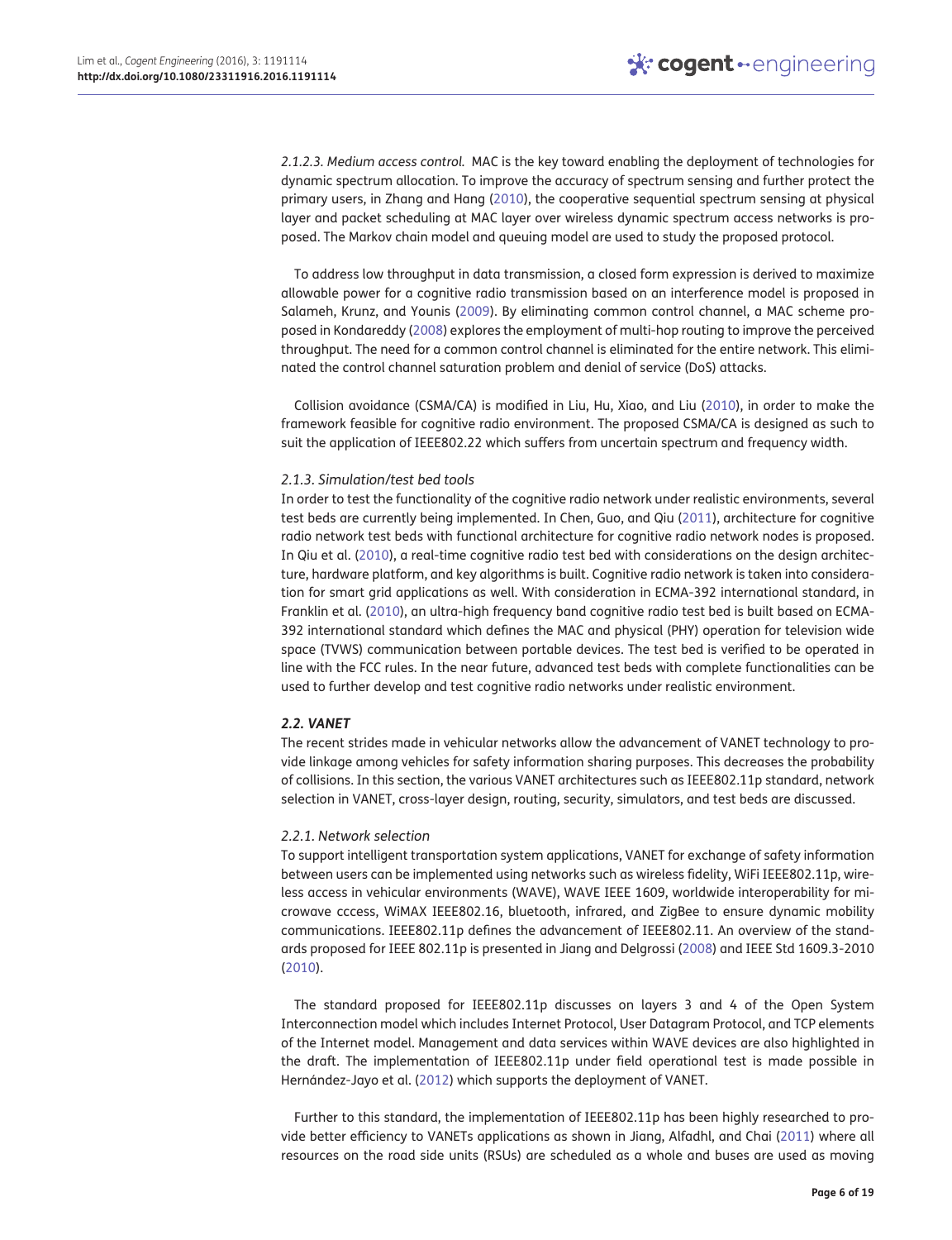*2.1.2.3. Medium access control.* MAC is the key toward enabling the deployment of technologies for dynamic spectrum allocation. To improve the accuracy of spectrum sensing and further protect the primary users, in Zhang and Hang (2010), the cooperative sequential spectrum sensing at physical layer and packet scheduling at MAC layer over wireless dynamic spectrum access networks is proposed. The Markov chain model and queuing model are used to study the proposed protocol.

To address low throughput in data transmission, a closed form expression is derived to maximize allowable power for a cognitive radio transmission based on an interference model is proposed in Salameh, Krunz, and Younis (2009). By eliminating common control channel, a MAC scheme proposed in Kondareddy (2008) explores the employment of multi-hop routing to improve the perceived throughput. The need for a common control channel is eliminated for the entire network. This eliminated the control channel saturation problem and denial of service (DoS) attacks.

Collision avoidance (CSMA/CA) is modified in Liu, Hu, Xiao, and Liu (2010), in order to make the framework feasible for cognitive radio environment. The proposed CSMA/CA is designed as such to suit the application of IEEE802.22 which suffers from uncertain spectrum and frequency width.

#### *2.1.3. Simulation/test bed tools*

In order to test the functionality of the cognitive radio network under realistic environments, several test beds are currently being implemented. In Chen, Guo, and Qiu (2011), architecture for cognitive radio network test beds with functional architecture for cognitive radio network nodes is proposed. In Qiu et al. (2010), a real-time cognitive radio test bed with considerations on the design architecture, hardware platform, and key algorithms is built. Cognitive radio network is taken into consideration for smart grid applications as well. With consideration in ECMA-392 international standard, in Franklin et al. (2010), an ultra-high frequency band cognitive radio test bed is built based on ECMA-392 international standard which defines the MAC and physical (PHY) operation for television wide space (TVWS) communication between portable devices. The test bed is verified to be operated in line with the FCC rules. In the near future, advanced test beds with complete functionalities can be used to further develop and test cognitive radio networks under realistic environment.

### ***2.2. VANET***

The recent strides made in vehicular networks allow the advancement of VANET technology to provide linkage among vehicles for safety information sharing purposes. This decreases the probability of collisions. In this section, the various VANET architectures such as IEEE802.11p standard, network selection in VANET, cross-layer design, routing, security, simulators, and test beds are discussed.

#### *2.2.1. Network selection*

To support intelligent transportation system applications, VANET for exchange of safety information between users can be implemented using networks such as wireless fidelity, WiFi IEEE802.11p, wireless access in vehicular environments (WAVE), WAVE IEEE 1609, worldwide interoperability for microwave cccess, WiMAX IEEE802.16, bluetooth, infrared, and ZigBee to ensure dynamic mobility communications. IEEE802.11p defines the advancement of IEEE802.11. An overview of the standards proposed for IEEE 802.11p is presented in Jiang and Delgrossi (2008) and IEEE Std 1609.3-2010 (2010).

The standard proposed for IEEE802.11p discusses on layers 3 and 4 of the Open System Interconnection model which includes Internet Protocol, User Datagram Protocol, and TCP elements of the Internet model. Management and data services within WAVE devices are also highlighted in the draft. The implementation of IEEE802.11p under field operational test is made possible in Hernández-Jayo et al. (2012) which supports the deployment of VANET.

Further to this standard, the implementation of IEEE802.11p has been highly researched to provide better efficiency to VANETs applications as shown in Jiang, Alfadhl, and Chai (2011) where all resources on the road side units (RSUs) are scheduled as a whole and buses are used as moving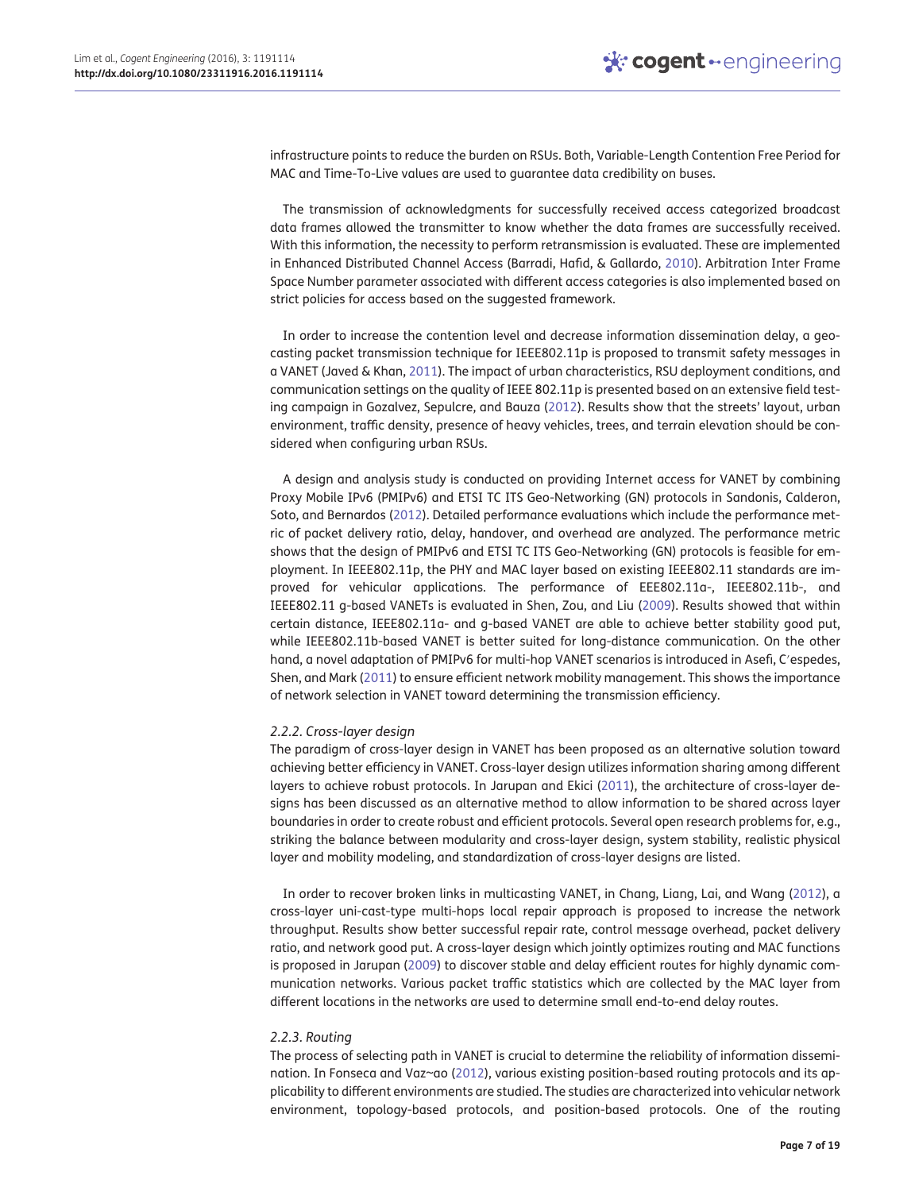infrastructure points to reduce the burden on RSUs. Both, Variable-Length Contention Free Period for MAC and Time-To-Live values are used to guarantee data credibility on buses.

The transmission of acknowledgments for successfully received access categorized broadcast data frames allowed the transmitter to know whether the data frames are successfully received. With this information, the necessity to perform retransmission is evaluated. These are implemented in Enhanced Distributed Channel Access (Barradi, Hafid, & Gallardo, 2010). Arbitration Inter Frame Space Number parameter associated with different access categories is also implemented based on strict policies for access based on the suggested framework.

In order to increase the contention level and decrease information dissemination delay, a geo-casting packet transmission technique for IEEE802.11p is proposed to transmit safety messages in a VANET (Javed & Khan, 2011). The impact of urban characteristics, RSU deployment conditions, and communication settings on the quality of IEEE 802.11p is presented based on an extensive field testing campaign in Gozalvez, Sepulcre, and Bauza (2012). Results show that the streets' layout, urban environment, traffic density, presence of heavy vehicles, trees, and terrain elevation should be considered when configuring urban RSUs.

A design and analysis study is conducted on providing Internet access for VANET by combining Proxy Mobile IPv6 (PMIPv6) and ETSI TC ITS Geo-Networking (GN) protocols in Sandonis, Calderon, Soto, and Bernardos (2012). Detailed performance evaluations which include the performance metric of packet delivery ratio, delay, handover, and overhead are analyzed. The performance metric shows that the design of PMIPv6 and ETSI TC ITS Geo-Networking (GN) protocols is feasible for employment. In IEEE802.11p, the PHY and MAC layer based on existing IEEE802.11 standards are improved for vehicular applications. The performance of EEE802.11a-, IEEE802.11b-, and IEEE802.11 g-based VANETs is evaluated in Shen, Zou, and Liu (2009). Results showed that within certain distance, IEEE802.11a- and g-based VANET are able to achieve better stability good put, while IEEE802.11b-based VANET is better suited for long-distance communication. On the other hand, a novel adaptation of PMIPv6 for multi-hop VANET scenarios is introduced in Asefi, C′espedes, Shen, and Mark (2011) to ensure efficient network mobility management. This shows the importance of network selection in VANET toward determining the transmission efficiency.

### 2.2.2. Cross-layer design

The paradigm of cross-layer design in VANET has been proposed as an alternative solution toward achieving better efficiency in VANET. Cross-layer design utilizes information sharing among different layers to achieve robust protocols. In Jarupan and Ekici (2011), the architecture of cross-layer designs has been discussed as an alternative method to allow information to be shared across layer boundaries in order to create robust and efficient protocols. Several open research problems for, e.g., striking the balance between modularity and cross-layer design, system stability, realistic physical layer and mobility modeling, and standardization of cross-layer designs are listed.

In order to recover broken links in multicasting VANET, in Chang, Liang, Lai, and Wang (2012), a cross-layer uni-cast-type multi-hops local repair approach is proposed to increase the network throughput. Results show better successful repair rate, control message overhead, packet delivery ratio, and network good put. A cross-layer design which jointly optimizes routing and MAC functions is proposed in Jarupan (2009) to discover stable and delay efficient routes for highly dynamic communication networks. Various packet traffic statistics which are collected by the MAC layer from different locations in the networks are used to determine small end-to-end delay routes.

### 2.2.3. Routing

The process of selecting path in VANET is crucial to determine the reliability of information dissemination. In Fonseca and Vaz~ao (2012), various existing position-based routing protocols and its applicability to different environments are studied. The studies are characterized into vehicular network environment, topology-based protocols, and position-based protocols. One of the routing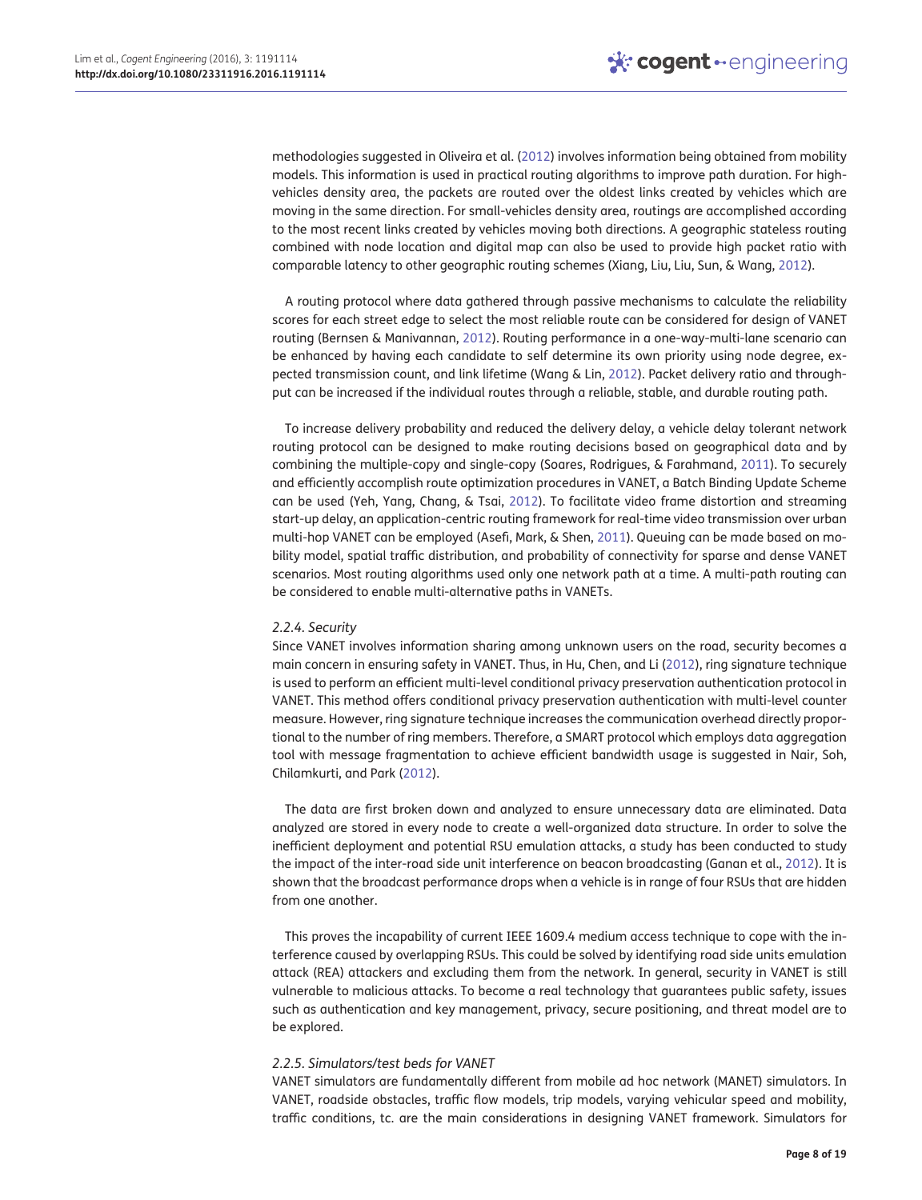methodologies suggested in Oliveira et al. (2012) involves information being obtained from mobility models. This information is used in practical routing algorithms to improve path duration. For high-vehicles density area, the packets are routed over the oldest links created by vehicles which are moving in the same direction. For small-vehicles density area, routings are accomplished according to the most recent links created by vehicles moving both directions. A geographic stateless routing combined with node location and digital map can also be used to provide high packet ratio with comparable latency to other geographic routing schemes (Xiang, Liu, Liu, Sun, & Wang, 2012).

A routing protocol where data gathered through passive mechanisms to calculate the reliability scores for each street edge to select the most reliable route can be considered for design of VANET routing (Bernsen & Manivannan, 2012). Routing performance in a one-way-multi-lane scenario can be enhanced by having each candidate to self determine its own priority using node degree, expected transmission count, and link lifetime (Wang & Lin, 2012). Packet delivery ratio and throughput can be increased if the individual routes through a reliable, stable, and durable routing path.

To increase delivery probability and reduced the delivery delay, a vehicle delay tolerant network routing protocol can be designed to make routing decisions based on geographical data and by combining the multiple-copy and single-copy (Soares, Rodrigues, & Farahmand, 2011). To securely and efficiently accomplish route optimization procedures in VANET, a Batch Binding Update Scheme can be used (Yeh, Yang, Chang, & Tsai, 2012). To facilitate video frame distortion and streaming start-up delay, an application-centric routing framework for real-time video transmission over urban multi-hop VANET can be employed (Asefi, Mark, & Shen, 2011). Queuing can be made based on mobility model, spatial traffic distribution, and probability of connectivity for sparse and dense VANET scenarios. Most routing algorithms used only one network path at a time. A multi-path routing can be considered to enable multi-alternative paths in VANETs.

#### *2.2.4. Security*

Since VANET involves information sharing among unknown users on the road, security becomes a main concern in ensuring safety in VANET. Thus, in Hu, Chen, and Li (2012), ring signature technique is used to perform an efficient multi-level conditional privacy preservation authentication protocol in VANET. This method offers conditional privacy preservation authentication with multi-level counter measure. However, ring signature technique increases the communication overhead directly proportional to the number of ring members. Therefore, a SMART protocol which employs data aggregation tool with message fragmentation to achieve efficient bandwidth usage is suggested in Nair, Soh, Chilamkurti, and Park (2012).

The data are first broken down and analyzed to ensure unnecessary data are eliminated. Data analyzed are stored in every node to create a well-organized data structure. In order to solve the inefficient deployment and potential RSU emulation attacks, a study has been conducted to study the impact of the inter-road side unit interference on beacon broadcasting (Ganan et al., 2012). It is shown that the broadcast performance drops when a vehicle is in range of four RSUs that are hidden from one another.

This proves the incapability of current IEEE 1609.4 medium access technique to cope with the interference caused by overlapping RSUs. This could be solved by identifying road side units emulation attack (REA) attackers and excluding them from the network. In general, security in VANET is still vulnerable to malicious attacks. To become a real technology that guarantees public safety, issues such as authentication and key management, privacy, secure positioning, and threat model are to be explored.

#### *2.2.5. Simulators/test beds for VANET*

VANET simulators are fundamentally different from mobile ad hoc network (MANET) simulators. In VANET, roadside obstacles, traffic flow models, trip models, varying vehicular speed and mobility, traffic conditions, tc. are the main considerations in designing VANET framework. Simulators for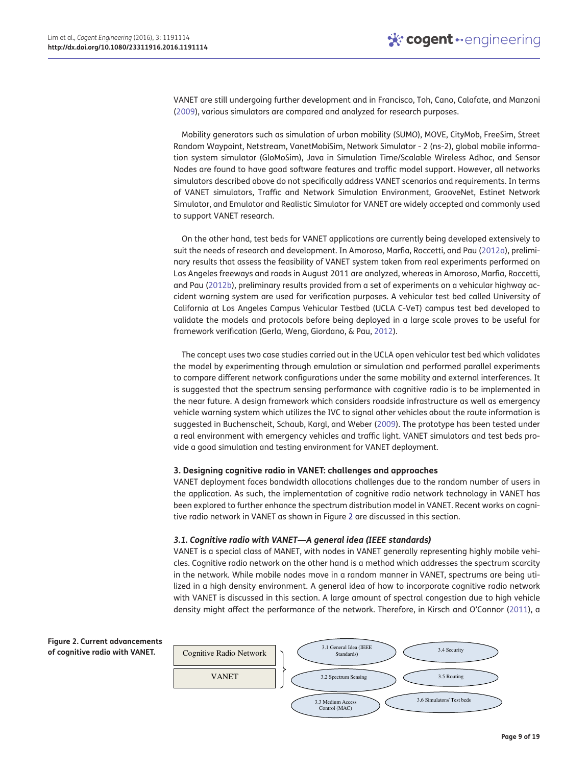VANET are still undergoing further development and in Francisco, Toh, Cano, Calafate, and Manzoni (2009), various simulators are compared and analyzed for research purposes.

Mobility generators such as simulation of urban mobility (SUMO), MOVE, CityMob, FreeSim, Street Random Waypoint, Netstream, VanetMobiSim, Network Simulator - 2 (ns-2), global mobile information system simulator (GloMoSim), Java in Simulation Time/Scalable Wireless Adhoc, and Sensor Nodes are found to have good software features and traffic model support. However, all networks simulators described above do not specifically address VANET scenarios and requirements. In terms of VANET simulators, Traffic and Network Simulation Environment, GrooveNet, Estinet Network Simulator, and Emulator and Realistic Simulator for VANET are widely accepted and commonly used to support VANET research.

On the other hand, test beds for VANET applications are currently being developed extensively to suit the needs of research and development. In Amoroso, Marfia, Roccetti, and Pau (2012a), preliminary results that assess the feasibility of VANET system taken from real experiments performed on Los Angeles freeways and roads in August 2011 are analyzed, whereas in Amoroso, Marfia, Roccetti, and Pau (2012b), preliminary results provided from a set of experiments on a vehicular highway accident warning system are used for verification purposes. A vehicular test bed called University of California at Los Angeles Campus Vehicular Testbed (UCLA C-VeT) campus test bed developed to validate the models and protocols before being deployed in a large scale proves to be useful for framework verification (Gerla, Weng, Giordano, & Pau, 2012).

The concept uses two case studies carried out in the UCLA open vehicular test bed which validates the model by experimenting through emulation or simulation and performed parallel experiments to compare different network configurations under the same mobility and external interferences. It is suggested that the spectrum sensing performance with cognitive radio is to be implemented in the near future. A design framework which considers roadside infrastructure as well as emergency vehicle warning system which utilizes the IVC to signal other vehicles about the route information is suggested in Buchenscheit, Schaub, Kargl, and Weber (2009). The prototype has been tested under a real environment with emergency vehicles and traffic light. VANET simulators and test beds provide a good simulation and testing environment for VANET deployment.

## 3. Designing cognitive radio in VANET: challenges and approaches

VANET deployment faces bandwidth allocations challenges due to the random number of users in the application. As such, the implementation of cognitive radio network technology in VANET has been explored to further enhance the spectrum distribution model in VANET. Recent works on cognitive radio network in VANET as shown in Figure 2 are discussed in this section.

### *3.1. Cognitive radio with VANET—A general idea (IEEE standards)*

VANET is a special class of MANET, with nodes in VANET generally representing highly mobile vehicles. Cognitive radio network on the other hand is a method which addresses the spectrum scarcity in the network. While mobile nodes move in a random manner in VANET, spectrums are being utilized in a high density environment. A general idea of how to incorporate cognitive radio network with VANET is discussed in this section. A large amount of spectral congestion due to high vehicle density might affect the performance of the network. Therefore, in Kirsch and O'Connor (2011), a

**Figure 2. Current advancements of cognitive radio with VANET.**

Cognitive Radio Network

VANET

3.1 General Idea (IEEE Standards)

3.2 Spectrum Sensing

3.3 Medium Access Control (MAC)

3.4 Security

3.5 Routing

3.6 Simulators/ Test beds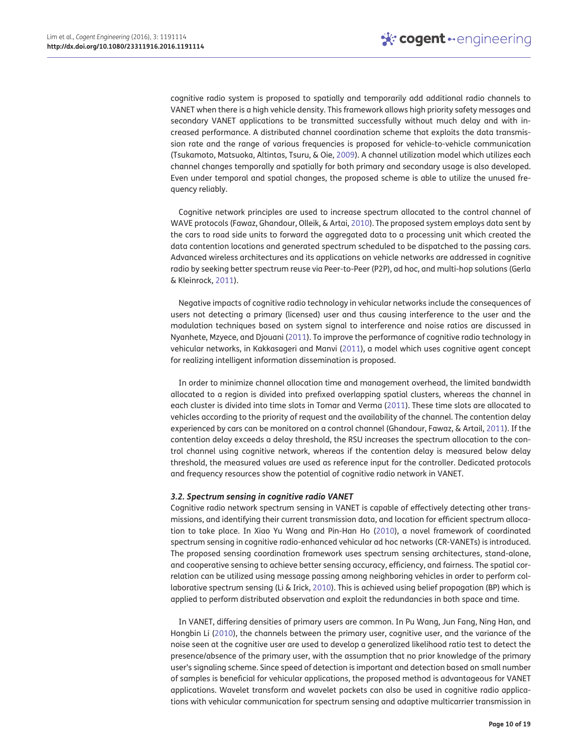cognitive radio system is proposed to spatially and temporarily add additional radio channels to VANET when there is a high vehicle density. This framework allows high priority safety messages and secondary VANET applications to be transmitted successfully without much delay and with increased performance. A distributed channel coordination scheme that exploits the data transmission rate and the range of various frequencies is proposed for vehicle-to-vehicle communication (Tsukamoto, Matsuoka, Altintas, Tsuru, & Oie, 2009). A channel utilization model which utilizes each channel changes temporally and spatially for both primary and secondary usage is also developed. Even under temporal and spatial changes, the proposed scheme is able to utilize the unused frequency reliably.

Cognitive network principles are used to increase spectrum allocated to the control channel of WAVE protocols (Fawaz, Ghandour, Olleik, & Artai, 2010). The proposed system employs data sent by the cars to road side units to forward the aggregated data to a processing unit which created the data contention locations and generated spectrum scheduled to be dispatched to the passing cars. Advanced wireless architectures and its applications on vehicle networks are addressed in cognitive radio by seeking better spectrum reuse via Peer-to-Peer (P2P), ad hoc, and multi-hop solutions (Gerla & Kleinrock, 2011).

Negative impacts of cognitive radio technology in vehicular networks include the consequences of users not detecting a primary (licensed) user and thus causing interference to the user and the modulation techniques based on system signal to interference and noise ratios are discussed in Nyanhete, Mzyece, and Djouani (2011). To improve the performance of cognitive radio technology in vehicular networks, in Kakkasageri and Manvi (2011), a model which uses cognitive agent concept for realizing intelligent information dissemination is proposed.

In order to minimize channel allocation time and management overhead, the limited bandwidth allocated to a region is divided into prefixed overlapping spatial clusters, whereas the channel in each cluster is divided into time slots in Tomar and Verma (2011). These time slots are allocated to vehicles according to the priority of request and the availability of the channel. The contention delay experienced by cars can be monitored on a control channel (Ghandour, Fawaz, & Artail, 2011). If the contention delay exceeds a delay threshold, the RSU increases the spectrum allocation to the control channel using cognitive network, whereas if the contention delay is measured below delay threshold, the measured values are used as reference input for the controller. Dedicated protocols and frequency resources show the potential of cognitive radio network in VANET.

### *3.2. Spectrum sensing in cognitive radio VANET*

Cognitive radio network spectrum sensing in VANET is capable of effectively detecting other transmissions, and identifying their current transmission data, and location for efficient spectrum allocation to take place. In Xiao Yu Wang and Pin-Han Ho (2010), a novel framework of coordinated spectrum sensing in cognitive radio-enhanced vehicular ad hoc networks (CR-VANETs) is introduced. The proposed sensing coordination framework uses spectrum sensing architectures, stand-alone, and cooperative sensing to achieve better sensing accuracy, efficiency, and fairness. The spatial correlation can be utilized using message passing among neighboring vehicles in order to perform collaborative spectrum sensing (Li & Irick, 2010). This is achieved using belief propagation (BP) which is applied to perform distributed observation and exploit the redundancies in both space and time.

In VANET, differing densities of primary users are common. In Pu Wang, Jun Fang, Ning Han, and Hongbin Li (2010), the channels between the primary user, cognitive user, and the variance of the noise seen at the cognitive user are used to develop a generalized likelihood ratio test to detect the presence/absence of the primary user, with the assumption that no prior knowledge of the primary user's signaling scheme. Since speed of detection is important and detection based on small number of samples is beneficial for vehicular applications, the proposed method is advantageous for VANET applications. Wavelet transform and wavelet packets can also be used in cognitive radio applications with vehicular communication for spectrum sensing and adaptive multicarrier transmission in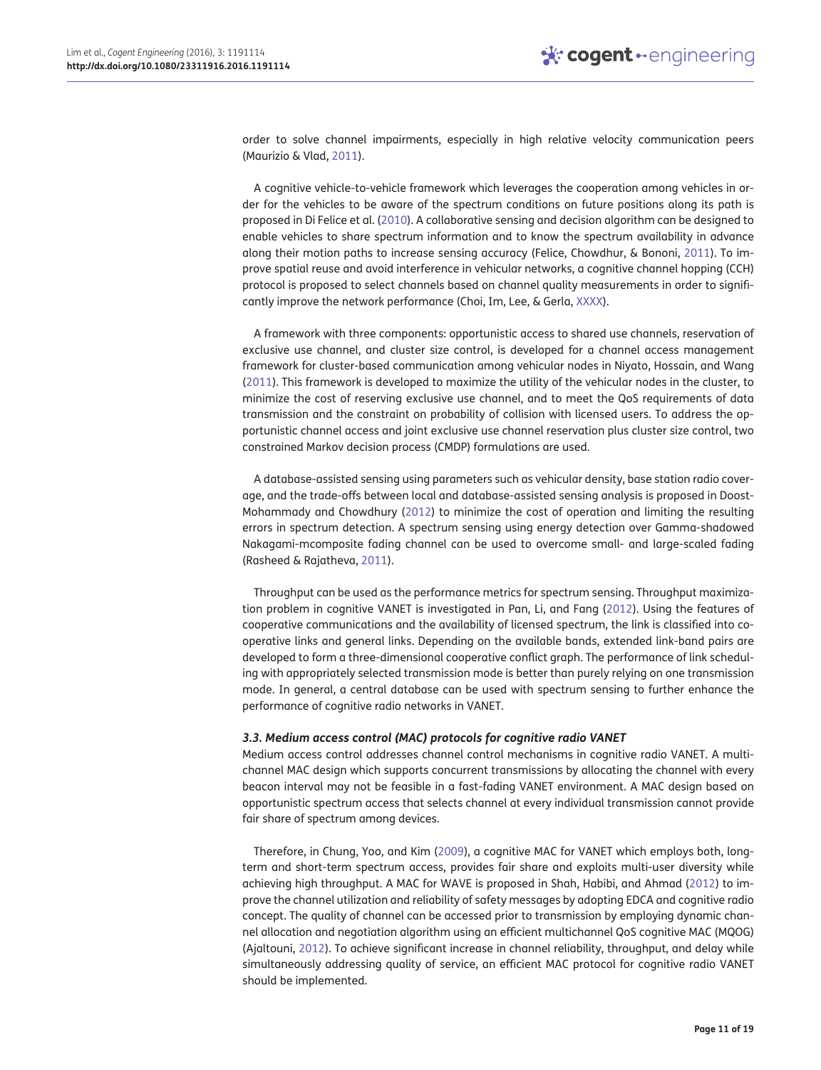order to solve channel impairments, especially in high relative velocity communication peers (Maurizio & Vlad, 2011).

A cognitive vehicle-to-vehicle framework which leverages the cooperation among vehicles in order for the vehicles to be aware of the spectrum conditions on future positions along its path is proposed in Di Felice et al. (2010). A collaborative sensing and decision algorithm can be designed to enable vehicles to share spectrum information and to know the spectrum availability in advance along their motion paths to increase sensing accuracy (Felice, Chowdhur, & Bononi, 2011). To improve spatial reuse and avoid interference in vehicular networks, a cognitive channel hopping (CCH) protocol is proposed to select channels based on channel quality measurements in order to significantly improve the network performance (Choi, Im, Lee, & Gerla, XXXX).

A framework with three components: opportunistic access to shared use channels, reservation of exclusive use channel, and cluster size control, is developed for a channel access management framework for cluster-based communication among vehicular nodes in Niyato, Hossain, and Wang (2011). This framework is developed to maximize the utility of the vehicular nodes in the cluster, to minimize the cost of reserving exclusive use channel, and to meet the QoS requirements of data transmission and the constraint on probability of collision with licensed users. To address the opportunistic channel access and joint exclusive use channel reservation plus cluster size control, two constrained Markov decision process (CMDP) formulations are used.

A database-assisted sensing using parameters such as vehicular density, base station radio coverage, and the trade-offs between local and database-assisted sensing analysis is proposed in Doost-Mohammady and Chowdhury (2012) to minimize the cost of operation and limiting the resulting errors in spectrum detection. A spectrum sensing using energy detection over Gamma-shadowed Nakagami-mcomposite fading channel can be used to overcome small- and large-scaled fading (Rasheed & Rajatheva, 2011).

Throughput can be used as the performance metrics for spectrum sensing. Throughput maximization problem in cognitive VANET is investigated in Pan, Li, and Fang (2012). Using the features of cooperative communications and the availability of licensed spectrum, the link is classified into cooperative links and general links. Depending on the available bands, extended link-band pairs are developed to form a three-dimensional cooperative conflict graph. The performance of link scheduling with appropriately selected transmission mode is better than purely relying on one transmission mode. In general, a central database can be used with spectrum sensing to further enhance the performance of cognitive radio networks in VANET.

### *3.3. Medium access control (MAC) protocols for cognitive radio VANET*

Medium access control addresses channel control mechanisms in cognitive radio VANET. A multi-channel MAC design which supports concurrent transmissions by allocating the channel with every beacon interval may not be feasible in a fast-fading VANET environment. A MAC design based on opportunistic spectrum access that selects channel at every individual transmission cannot provide fair share of spectrum among devices.

Therefore, in Chung, Yoo, and Kim (2009), a cognitive MAC for VANET which employs both, long-term and short-term spectrum access, provides fair share and exploits multi-user diversity while achieving high throughput. A MAC for WAVE is proposed in Shah, Habibi, and Ahmad (2012) to improve the channel utilization and reliability of safety messages by adopting EDCA and cognitive radio concept. The quality of channel can be accessed prior to transmission by employing dynamic channel allocation and negotiation algorithm using an efficient multichannel QoS cognitive MAC (MQOG) (Ajaltouni, 2012). To achieve significant increase in channel reliability, throughput, and delay while simultaneously addressing quality of service, an efficient MAC protocol for cognitive radio VANET should be implemented.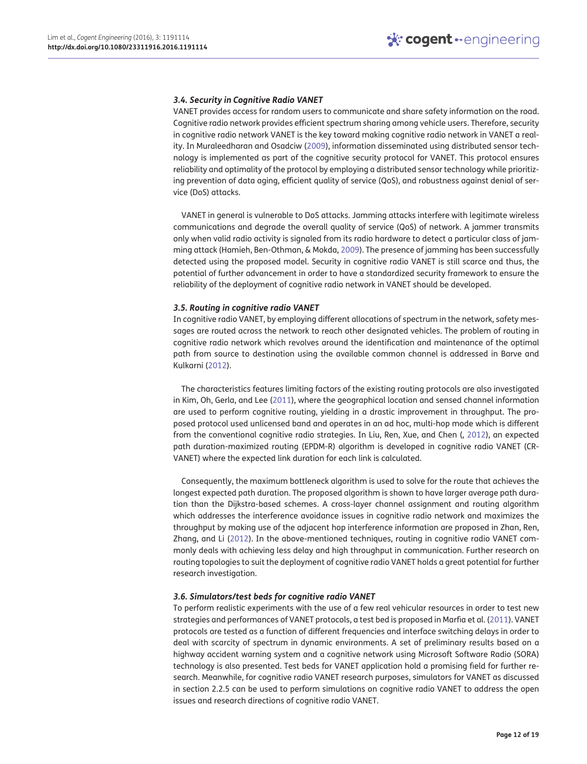### *3.4. Security in Cognitive Radio VANET*

VANET provides access for random users to communicate and share safety information on the road. Cognitive radio network provides efficient spectrum sharing among vehicle users. Therefore, security in cognitive radio network VANET is the key toward making cognitive radio network in VANET a reality. In Muraleedharan and Osadciw (2009), information disseminated using distributed sensor technology is implemented as part of the cognitive security protocol for VANET. This protocol ensures reliability and optimality of the protocol by employing a distributed sensor technology while prioritizing prevention of data aging, efficient quality of service (QoS), and robustness against denial of service (DoS) attacks.

VANET in general is vulnerable to DoS attacks. Jamming attacks interfere with legitimate wireless communications and degrade the overall quality of service (QoS) of network. A jammer transmits only when valid radio activity is signaled from its radio hardware to detect a particular class of jamming attack (Hamieh, Ben-Othman, & Mokda, 2009). The presence of jamming has been successfully detected using the proposed model. Security in cognitive radio VANET is still scarce and thus, the potential of further advancement in order to have a standardized security framework to ensure the reliability of the deployment of cognitive radio network in VANET should be developed.

### *3.5. Routing in cognitive radio VANET*

In cognitive radio VANET, by employing different allocations of spectrum in the network, safety messages are routed across the network to reach other designated vehicles. The problem of routing in cognitive radio network which revolves around the identification and maintenance of the optimal path from source to destination using the available common channel is addressed in Barve and Kulkarni (2012).

The characteristics features limiting factors of the existing routing protocols are also investigated in Kim, Oh, Gerla, and Lee (2011), where the geographical location and sensed channel information are used to perform cognitive routing, yielding in a drastic improvement in throughput. The proposed protocol used unlicensed band and operates in an ad hoc, multi-hop mode which is different from the conventional cognitive radio strategies. In Liu, Ren, Xue, and Chen (, 2012), an expected path duration-maximized routing (EPDM-R) algorithm is developed in cognitive radio VANET (CR-VANET) where the expected link duration for each link is calculated.

Consequently, the maximum bottleneck algorithm is used to solve for the route that achieves the longest expected path duration. The proposed algorithm is shown to have larger average path duration than the Dijkstra-based schemes. A cross-layer channel assignment and routing algorithm which addresses the interference avoidance issues in cognitive radio network and maximizes the throughput by making use of the adjacent hop interference information are proposed in Zhan, Ren, Zhang, and Li (2012). In the above-mentioned techniques, routing in cognitive radio VANET commonly deals with achieving less delay and high throughput in communication. Further research on routing topologies to suit the deployment of cognitive radio VANET holds a great potential for further research investigation.

### *3.6. Simulators/test beds for cognitive radio VANET*

To perform realistic experiments with the use of a few real vehicular resources in order to test new strategies and performances of VANET protocols, a test bed is proposed in Marfia et al. (2011). VANET protocols are tested as a function of different frequencies and interface switching delays in order to deal with scarcity of spectrum in dynamic environments. A set of preliminary results based on a highway accident warning system and a cognitive network using Microsoft Software Radio (SORA) technology is also presented. Test beds for VANET application hold a promising field for further research. Meanwhile, for cognitive radio VANET research purposes, simulators for VANET as discussed in section 2.2.5 can be used to perform simulations on cognitive radio VANET to address the open issues and research directions of cognitive radio VANET.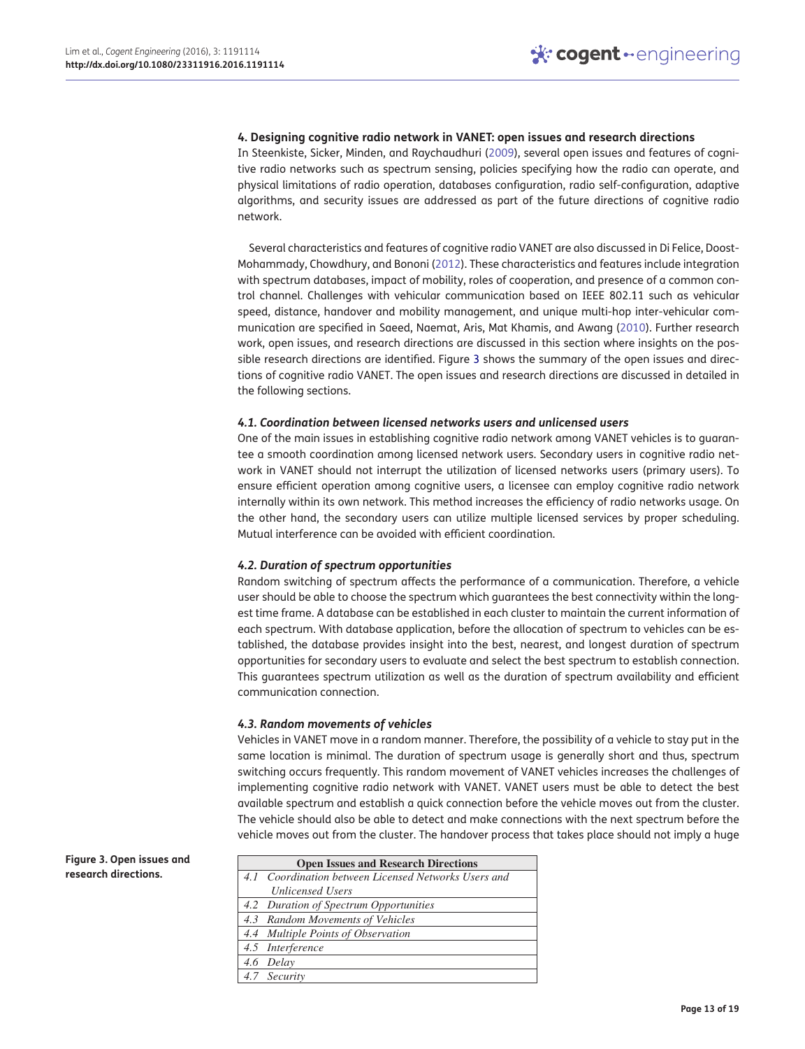## 4. Designing cognitive radio network in VANET: open issues and research directions

In Steenkiste, Sicker, Minden, and Raychaudhuri (2009), several open issues and features of cognitive radio networks such as spectrum sensing, policies specifying how the radio can operate, and physical limitations of radio operation, databases configuration, radio self-configuration, adaptive algorithms, and security issues are addressed as part of the future directions of cognitive radio network.

Several characteristics and features of cognitive radio VANET are also discussed in Di Felice, Doost-Mohammady, Chowdhury, and Bononi (2012). These characteristics and features include integration with spectrum databases, impact of mobility, roles of cooperation, and presence of a common control channel. Challenges with vehicular communication based on IEEE 802.11 such as vehicular speed, distance, handover and mobility management, and unique multi-hop inter-vehicular communication are specified in Saeed, Naemat, Aris, Mat Khamis, and Awang (2010). Further research work, open issues, and research directions are discussed in this section where insights on the possible research directions are identified. Figure 3 shows the summary of the open issues and directions of cognitive radio VANET. The open issues and research directions are discussed in detailed in the following sections.

### *4.1. Coordination between licensed networks users and unlicensed users*

One of the main issues in establishing cognitive radio network among VANET vehicles is to guarantee a smooth coordination among licensed network users. Secondary users in cognitive radio network in VANET should not interrupt the utilization of licensed networks users (primary users). To ensure efficient operation among cognitive users, a licensee can employ cognitive radio network internally within its own network. This method increases the efficiency of radio networks usage. On the other hand, the secondary users can utilize multiple licensed services by proper scheduling. Mutual interference can be avoided with efficient coordination.

### *4.2. Duration of spectrum opportunities*

Random switching of spectrum affects the performance of a communication. Therefore, a vehicle user should be able to choose the spectrum which guarantees the best connectivity within the longest time frame. A database can be established in each cluster to maintain the current information of each spectrum. With database application, before the allocation of spectrum to vehicles can be established, the database provides insight into the best, nearest, and longest duration of spectrum opportunities for secondary users to evaluate and select the best spectrum to establish connection. This guarantees spectrum utilization as well as the duration of spectrum availability and efficient communication connection.

### *4.3. Random movements of vehicles*

Vehicles in VANET move in a random manner. Therefore, the possibility of a vehicle to stay put in the same location is minimal. The duration of spectrum usage is generally short and thus, spectrum switching occurs frequently. This random movement of VANET vehicles increases the challenges of implementing cognitive radio network with VANET. VANET users must be able to detect the best available spectrum and establish a quick connection before the vehicle moves out from the cluster. The vehicle should also be able to detect and make connections with the next spectrum before the vehicle moves out from the cluster. The handover process that takes place should not imply a huge

**Figure 3. Open issues and research directions.**

| Open Issues and Research Directions |
|---|
| *4.1 Coordination between Licensed Networks Users and Unlicensed Users* |
| *4.2 Duration of Spectrum Opportunities* |
| *4.3 Random Movements of Vehicles* |
| *4.4 Multiple Points of Observation* |
| *4.5 Interference* |
| *4.6 Delay* |
| *4.7 Security* |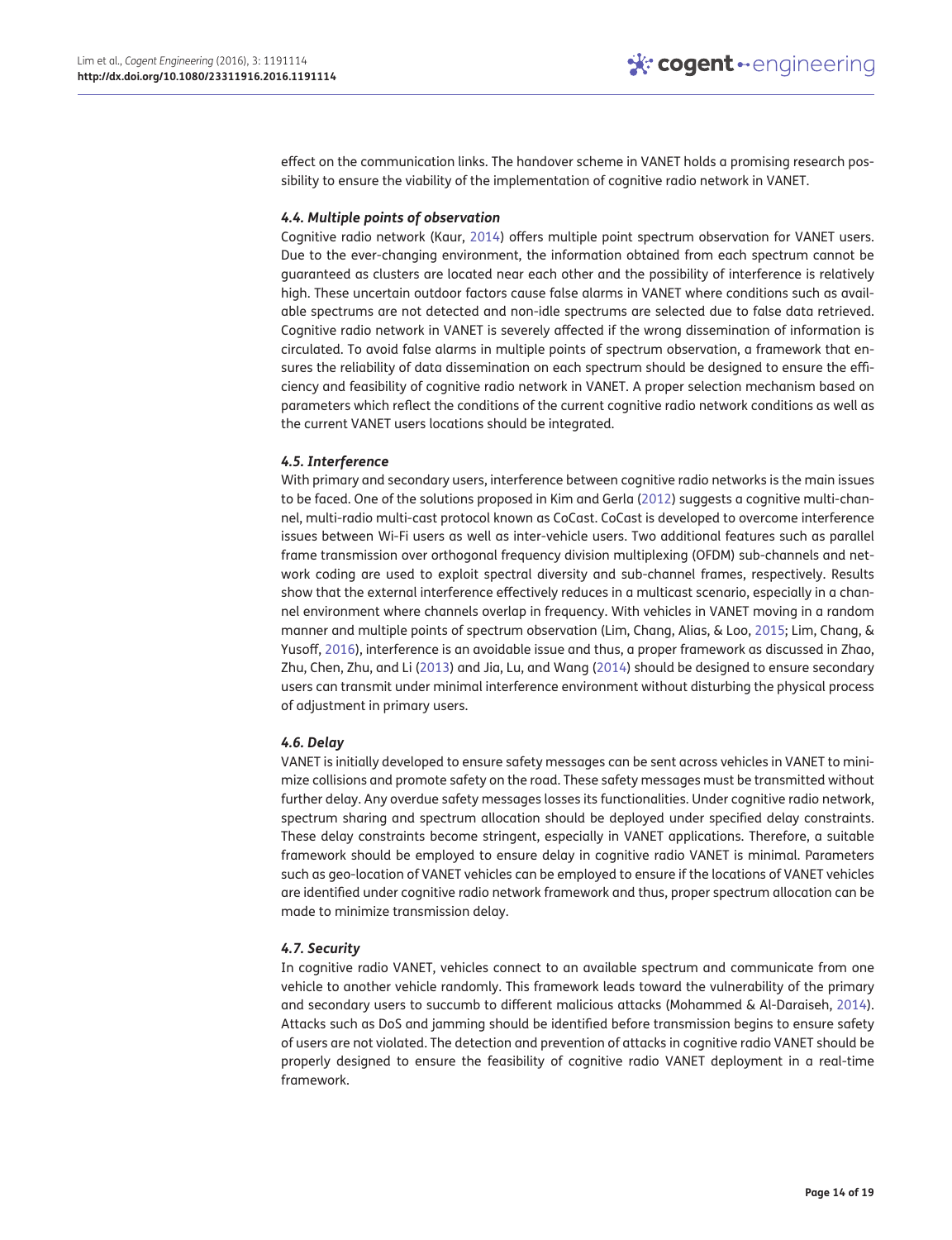effect on the communication links. The handover scheme in VANET holds a promising research possibility to ensure the viability of the implementation of cognitive radio network in VANET.

### *4.4. Multiple points of observation*

Cognitive radio network (Kaur, 2014) offers multiple point spectrum observation for VANET users. Due to the ever-changing environment, the information obtained from each spectrum cannot be guaranteed as clusters are located near each other and the possibility of interference is relatively high. These uncertain outdoor factors cause false alarms in VANET where conditions such as available spectrums are not detected and non-idle spectrums are selected due to false data retrieved. Cognitive radio network in VANET is severely affected if the wrong dissemination of information is circulated. To avoid false alarms in multiple points of spectrum observation, a framework that ensures the reliability of data dissemination on each spectrum should be designed to ensure the efficiency and feasibility of cognitive radio network in VANET. A proper selection mechanism based on parameters which reflect the conditions of the current cognitive radio network conditions as well as the current VANET users locations should be integrated.

### *4.5. Interference*

With primary and secondary users, interference between cognitive radio networks is the main issues to be faced. One of the solutions proposed in Kim and Gerla (2012) suggests a cognitive multi-channel, multi-radio multi-cast protocol known as CoCast. CoCast is developed to overcome interference issues between Wi-Fi users as well as inter-vehicle users. Two additional features such as parallel frame transmission over orthogonal frequency division multiplexing (OFDM) sub-channels and network coding are used to exploit spectral diversity and sub-channel frames, respectively. Results show that the external interference effectively reduces in a multicast scenario, especially in a channel environment where channels overlap in frequency. With vehicles in VANET moving in a random manner and multiple points of spectrum observation (Lim, Chang, Alias, & Loo, 2015; Lim, Chang, & Yusoff, 2016), interference is an avoidable issue and thus, a proper framework as discussed in Zhao, Zhu, Chen, Zhu, and Li (2013) and Jia, Lu, and Wang (2014) should be designed to ensure secondary users can transmit under minimal interference environment without disturbing the physical process of adjustment in primary users.

### *4.6. Delay*

VANET is initially developed to ensure safety messages can be sent across vehicles in VANET to minimize collisions and promote safety on the road. These safety messages must be transmitted without further delay. Any overdue safety messages losses its functionalities. Under cognitive radio network, spectrum sharing and spectrum allocation should be deployed under specified delay constraints. These delay constraints become stringent, especially in VANET applications. Therefore, a suitable framework should be employed to ensure delay in cognitive radio VANET is minimal. Parameters such as geo-location of VANET vehicles can be employed to ensure if the locations of VANET vehicles are identified under cognitive radio network framework and thus, proper spectrum allocation can be made to minimize transmission delay.

### *4.7. Security*

In cognitive radio VANET, vehicles connect to an available spectrum and communicate from one vehicle to another vehicle randomly. This framework leads toward the vulnerability of the primary and secondary users to succumb to different malicious attacks (Mohammed & Al-Daraiseh, 2014). Attacks such as DoS and jamming should be identified before transmission begins to ensure safety of users are not violated. The detection and prevention of attacks in cognitive radio VANET should be properly designed to ensure the feasibility of cognitive radio VANET deployment in a real-time framework.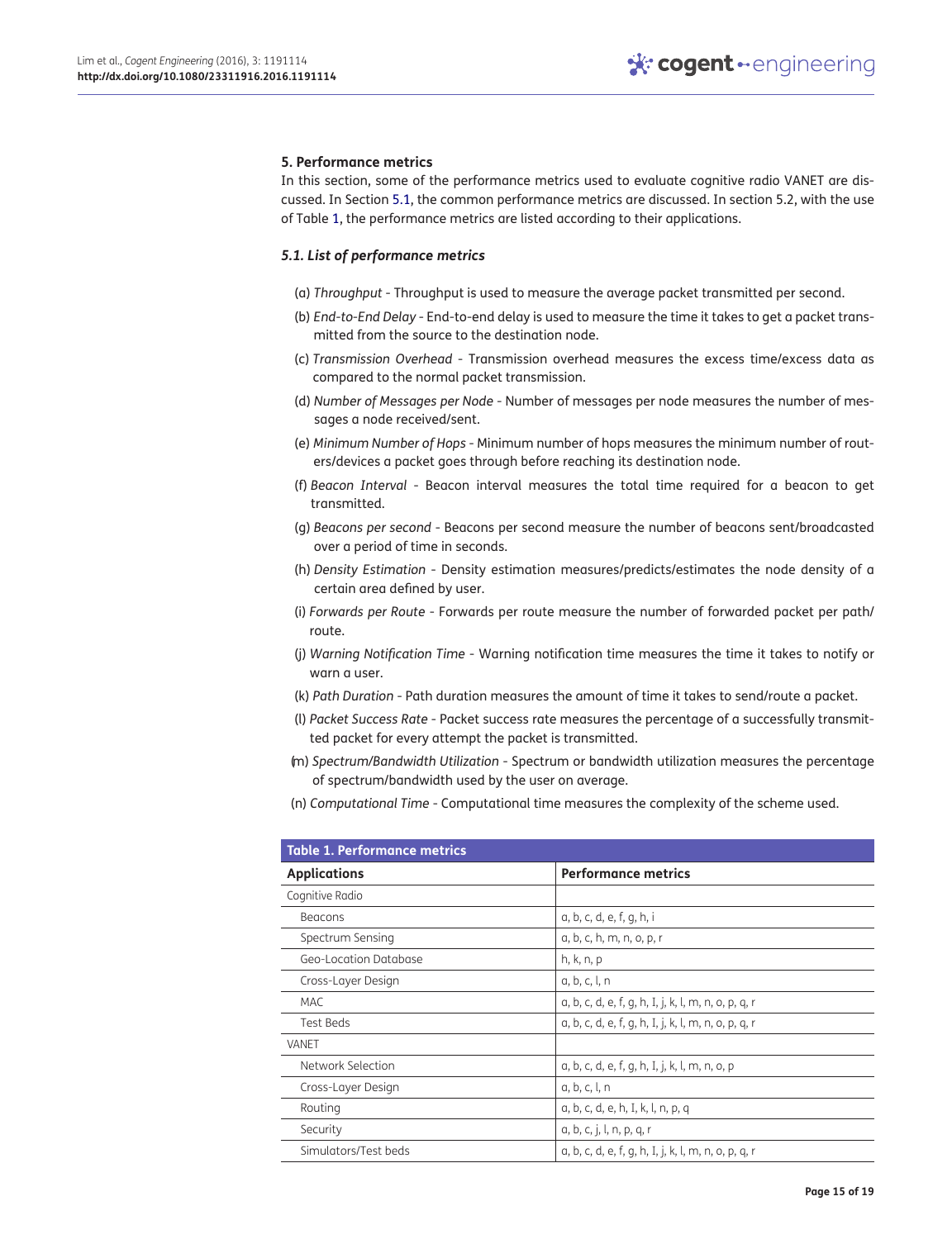## 5. Performance metrics

In this section, some of the performance metrics used to evaluate cognitive radio VANET are discussed. In Section 5.1, the common performance metrics are discussed. In section 5.2, with the use of Table 1, the performance metrics are listed according to their applications.

### 5.1. List of performance metrics

(a) *Throughput* - Throughput is used to measure the average packet transmitted per second.

(b) *End-to-End Delay* - End-to-end delay is used to measure the time it takes to get a packet transmitted from the source to the destination node.

(c) *Transmission Overhead* - Transmission overhead measures the excess time/excess data as compared to the normal packet transmission.

(d) *Number of Messages per Node* - Number of messages per node measures the number of messages a node received/sent.

(e) *Minimum Number of Hops* - Minimum number of hops measures the minimum number of routers/devices a packet goes through before reaching its destination node.

(f) *Beacon Interval* - Beacon interval measures the total time required for a beacon to get transmitted.

(g) *Beacons per second* - Beacons per second measure the number of beacons sent/broadcasted over a period of time in seconds.

(h) *Density Estimation* - Density estimation measures/predicts/estimates the node density of a certain area defined by user.

(i) *Forwards per Route* - Forwards per route measure the number of forwarded packet per path/route.

(j) *Warning Notification Time* - Warning notification time measures the time it takes to notify or warn a user.

(k) *Path Duration* - Path duration measures the amount of time it takes to send/route a packet.

(l) *Packet Success Rate* - Packet success rate measures the percentage of a successfully transmitted packet for every attempt the packet is transmitted.

(m) *Spectrum/Bandwidth Utilization* - Spectrum or bandwidth utilization measures the percentage of spectrum/bandwidth used by the user on average.

(n) *Computational Time* - Computational time measures the complexity of the scheme used.

**Table 1. Performance metrics**

| Applications | Performance metrics |
|---|---|
| Cognitive Radio | |
| Beacons | a, b, c, d, e, f, g, h, i |
| Spectrum Sensing | a, b, c, h, m, n, o, p, r |
| Geo-Location Database | h, k, n, p |
| Cross-Layer Design | a, b, c, l, n |
| MAC | a, b, c, d, e, f, g, h, I, j, k, l, m, n, o, p, q, r |
| Test Beds | a, b, c, d, e, f, g, h, I, j, k, l, m, n, o, p, q, r |
| VANET | |
| Network Selection | a, b, c, d, e, f, g, h, I, j, k, l, m, n, o, p |
| Cross-Layer Design | a, b, c, l, n |
| Routing | a, b, c, d, e, h, I, k, l, n, p, q |
| Security | a, b, c, j, l, n, p, q, r |
| Simulators/Test beds | a, b, c, d, e, f, g, h, I, j, k, l, m, n, o, p, q, r |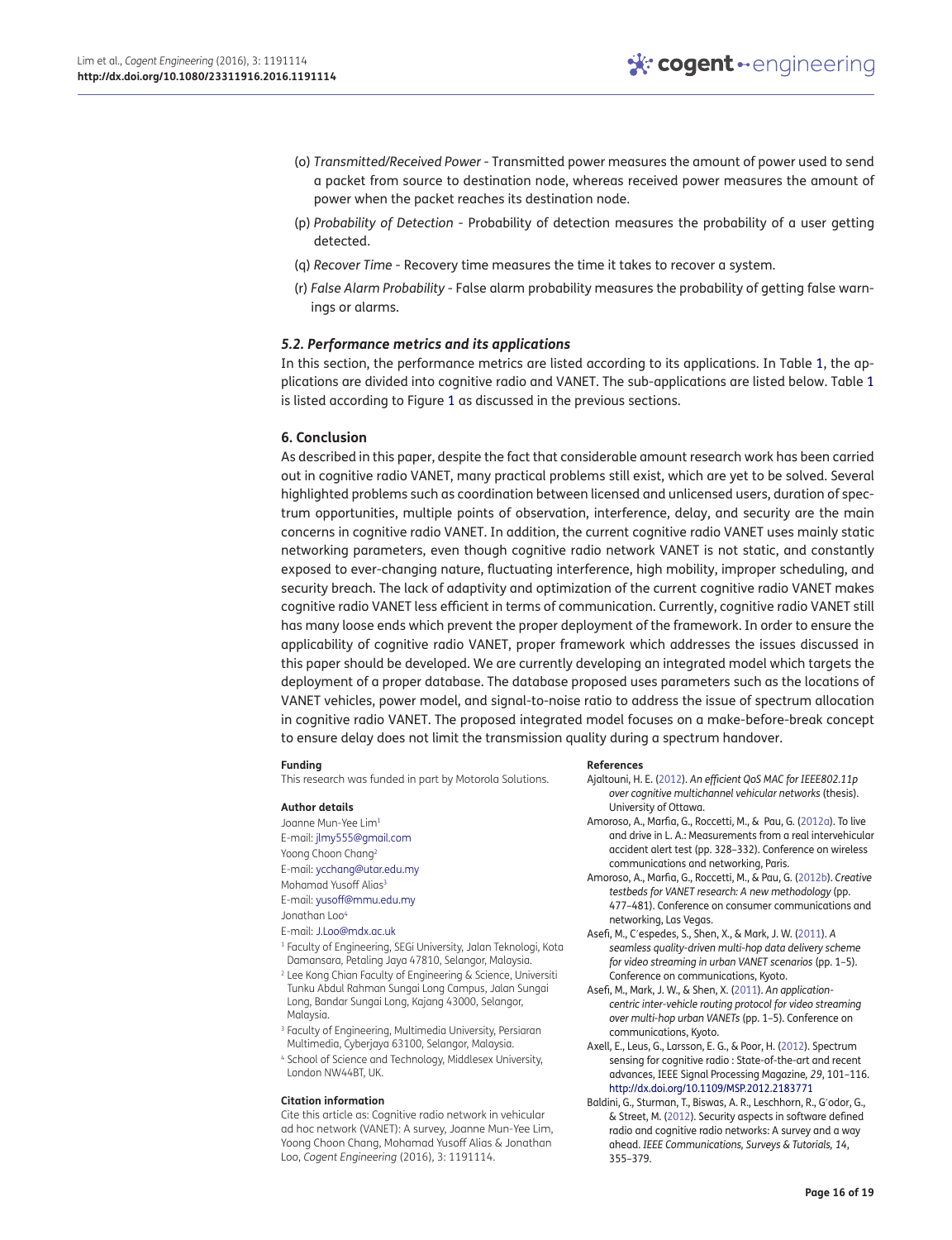(o) *Transmitted/Received Power* - Transmitted power measures the amount of power used to send a packet from source to destination node, whereas received power measures the amount of power when the packet reaches its destination node.

(p) *Probability of Detection* - Probability of detection measures the probability of a user getting detected.

(q) *Recover Time* - Recovery time measures the time it takes to recover a system.

(r) *False Alarm Probability* - False alarm probability measures the probability of getting false warnings or alarms.

### *5.2. Performance metrics and its applications*

In this section, the performance metrics are listed according to its applications. In Table 1, the applications are divided into cognitive radio and VANET. The sub-applications are listed below. Table 1 is listed according to Figure 1 as discussed in the previous sections.

## 6. Conclusion

As described in this paper, despite the fact that considerable amount research work has been carried out in cognitive radio VANET, many practical problems still exist, which are yet to be solved. Several highlighted problems such as coordination between licensed and unlicensed users, duration of spectrum opportunities, multiple points of observation, interference, delay, and security are the main concerns in cognitive radio VANET. In addition, the current cognitive radio VANET uses mainly static networking parameters, even though cognitive radio network VANET is not static, and constantly exposed to ever-changing nature, fluctuating interference, high mobility, improper scheduling, and security breach. The lack of adaptivity and optimization of the current cognitive radio VANET makes cognitive radio VANET less efficient in terms of communication. Currently, cognitive radio VANET still has many loose ends which prevent the proper deployment of the framework. In order to ensure the applicability of cognitive radio VANET, proper framework which addresses the issues discussed in this paper should be developed. We are currently developing an integrated model which targets the deployment of a proper database. The database proposed uses parameters such as the locations of VANET vehicles, power model, and signal-to-noise ratio to address the issue of spectrum allocation in cognitive radio VANET. The proposed integrated model focuses on a make-before-break concept to ensure delay does not limit the transmission quality during a spectrum handover.

**Funding**

This research was funded in part by Motorola Solutions.

**Author details**

Joanne Mun-Yee Lim[1]
E-mail: jlmy555@gmail.com
Yoong Choon Chang[2]
E-mail: ycchang@utar.edu.my
Mohamad Yusoff Alias[3]
E-mail: yusoff@mmu.edu.my
Jonathan Loo[4]
E-mail: J.Loo@mdx.ac.uk

[1] Faculty of Engineering, SEGi University, Jalan Teknologi, Kota Damansara, Petaling Jaya 47810, Selangor, Malaysia.
[2] Lee Kong Chian Faculty of Engineering & Science, Universiti Tunku Abdul Rahman Sungai Long Campus, Jalan Sungai Long, Bandar Sungai Long, Kajang 43000, Selangor, Malaysia.
[3] Faculty of Engineering, Multimedia University, Persiaran Multimedia, Cyberjaya 63100, Selangor, Malaysia.
[4] School of Science and Technology, Middlesex University, London NW44BT, UK.

**Citation information**

Cite this article as: Cognitive radio network in vehicular ad hoc network (VANET): A survey, Joanne Mun-Yee Lim, Yoong Choon Chang, Mohamad Yusoff Alias & Jonathan Loo, *Cogent Engineering* (2016), 3: 1191114.

**References**

Ajaltouni, H. E. (2012). *An efficient QoS MAC for IEEE802.11p over cognitive multichannel vehicular networks* (thesis). University of Ottawa.

Amoroso, A., Marfia, G., Roccetti, M., & Pau, G. (2012a). To live and drive in L. A.: Measurements from a real intervehicular accident alert test (pp. 328–332). Conference on wireless communications and networking, Paris.

Amoroso, A., Marfia, G., Roccetti, M., & Pau, G. (2012b). *Creative testbeds for VANET research: A new methodology* (pp. 477–481). Conference on consumer communications and networking, Las Vegas.

Asefi, M., C´espedes, S., Shen, X., & Mark, J. W. (2011). *A seamless quality-driven multi-hop data delivery scheme for video streaming in urban VANET scenarios* (pp. 1–5). Conference on communications, Kyoto.

Asefi, M., Mark, J. W., & Shen, X. (2011). *An application-centric inter-vehicle routing protocol for video streaming over multi-hop urban VANETs* (pp. 1–5). Conference on communications, Kyoto.

Axell, E., Leus, G., Larsson, E. G., & Poor, H. (2012). Spectrum sensing for cognitive radio : State-of-the-art and recent advances, IEEE Signal Processing Magazine, *29*, 101–116. http://dx.doi.org/10.1109/MSP.2012.2183771

Baldini, G., Sturman, T., Biswas, A. R., Leschhorn, R., G′odor, G., & Street, M. (2012). Security aspects in software defined radio and cognitive radio networks: A survey and a way ahead. *IEEE Communications, Surveys & Tutorials, 14*, 355–379.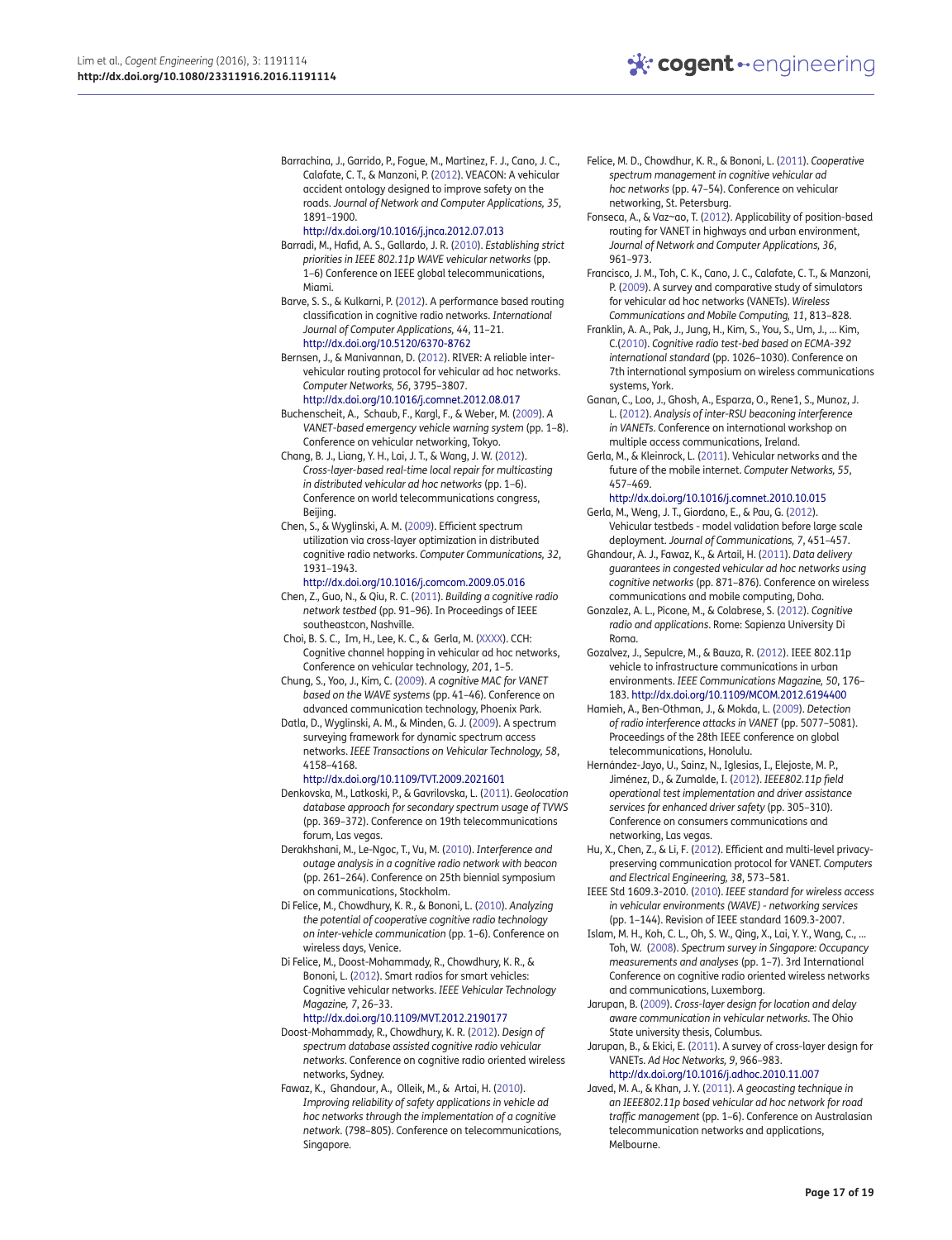Barrachina, J., Garrido, P., Fogue, M., Martinez, F. J., Cano, J. C., Calafate, C. T., & Manzoni, P. (2012). VEACON: A vehicular accident ontology designed to improve safety on the roads. *Journal of Network and Computer Applications, 35*, 1891–1900. http://dx.doi.org/10.1016/j.jnca.2012.07.013

Barradi, M., Hafid, A. S., Gallardo, J. R. (2010). *Establishing strict priorities in IEEE 802.11p WAVE vehicular networks* (pp. 1–6) Conference on IEEE global telecommunications, Miami.

Barve, S. S., & Kulkarni, P. (2012). A performance based routing classification in cognitive radio networks. *International Journal of Computer Applications, 44*, 11–21. http://dx.doi.org/10.5120/6370-8762

Bernsen, J., & Manivannan, D. (2012). RIVER: A reliable inter-vehicular routing protocol for vehicular ad hoc networks. *Computer Networks, 56*, 3795–3807. http://dx.doi.org/10.1016/j.comnet.2012.08.017

Buchenscheit, A., Schaub, F., Kargl, F., & Weber, M. (2009). *A VANET-based emergency vehicle warning system* (pp. 1–8). Conference on vehicular networking, Tokyo.

Chang, B. J., Liang, Y. H., Lai, J. T., & Wang, J. W. (2012). *Cross-layer-based real-time local repair for multicasting in distributed vehicular ad hoc networks* (pp. 1–6). Conference on world telecommunications congress, Beijing.

Chen, S., & Wyglinski, A. M. (2009). Efficient spectrum utilization via cross-layer optimization in distributed cognitive radio networks. *Computer Communications, 32*, 1931–1943. http://dx.doi.org/10.1016/j.comcom.2009.05.016

Chen, Z., Guo, N., & Qiu, R. C. (2011). *Building a cognitive radio network testbed* (pp. 91–96). In Proceedings of IEEE southeastcon, Nashville.

Choi, B. S. C., Im, H., Lee, K. C., & Gerla, M. (XXXX). CCH: Cognitive channel hopping in vehicular ad hoc networks, Conference on vehicular technology, *201*, 1–5.

Chung, S., Yoo, J., Kim, C. (2009). *A cognitive MAC for VANET based on the WAVE systems* (pp. 41–46). Conference on advanced communication technology, Phoenix Park.

Datla, D., Wyglinski, A. M., & Minden, G. J. (2009). A spectrum surveying framework for dynamic spectrum access networks. *IEEE Transactions on Vehicular Technology, 58*, 4158–4168. http://dx.doi.org/10.1109/TVT.2009.2021601

Denkovska, M., Latkoski, P., & Gavrilovska, L. (2011). *Geolocation database approach for secondary spectrum usage of TVWS* (pp. 369–372). Conference on 19th telecommunications forum, Las vegas.

Derakhshani, M., Le-Ngoc, T., Vu, M. (2010). *Interference and outage analysis in a cognitive radio network with beacon* (pp. 261–264). Conference on 25th biennial symposium on communications, Stockholm.

Di Felice, M., Chowdhury, K. R., & Bononi, L. (2010). *Analyzing the potential of cooperative cognitive radio technology on inter-vehicle communication* (pp. 1–6). Conference on wireless days, Venice.

Di Felice, M., Doost-Mohammady, R., Chowdhury, K. R., & Bononi, L. (2012). Smart radios for smart vehicles: Cognitive vehicular networks. *IEEE Vehicular Technology Magazine, 7*, 26–33. http://dx.doi.org/10.1109/MVT.2012.2190177

Doost-Mohammady, R., Chowdhury, K. R. (2012). *Design of spectrum database assisted cognitive radio vehicular networks*. Conference on cognitive radio oriented wireless networks, Sydney.

Fawaz, K., Ghandour, A., Olleik, M., & Artai, H. (2010). *Improving reliability of safety applications in vehicle ad hoc networks through the implementation of a cognitive network*. (798–805). Conference on telecommunications, Singapore.

Felice, M. D., Chowdhur, K. R., & Bononi, L. (2011). *Cooperative spectrum management in cognitive vehicular ad hoc networks* (pp. 47–54). Conference on vehicular networking, St. Petersburg.

Fonseca, A., & Vaz~ao, T. (2012). Applicability of position-based routing for VANET in highways and urban environment, *Journal of Network and Computer Applications, 36*, 961–973.

Francisco, J. M., Toh, C. K., Cano, J. C., Calafate, C. T., & Manzoni, P. (2009). A survey and comparative study of simulators for vehicular ad hoc networks (VANETs). *Wireless Communications and Mobile Computing, 11*, 813–828.

Franklin, A. A., Pak, J., Jung, H., Kim, S., You, S., Um, J., ... Kim, C.(2010). *Cognitive radio test-bed based on ECMA-392 international standard* (pp. 1026–1030). Conference on 7th international symposium on wireless communications systems, York.

Ganan, C., Loo, J., Ghosh, A., Esparza, O., Rene1, S., Munoz, J. L. (2012). *Analysis of inter-RSU beaconing interference in VANETs*. Conference on international workshop on multiple access communications, Ireland.

Gerla, M., & Kleinrock, L. (2011). Vehicular networks and the future of the mobile internet. *Computer Networks, 55*, 457–469. http://dx.doi.org/10.1016/j.comnet.2010.10.015

Gerla, M., Weng, J. T., Giordano, E., & Pau, G. (2012). Vehicular testbeds - model validation before large scale deployment. *Journal of Communications, 7*, 451–457.

Ghandour, A. J., Fawaz, K., & Artail, H. (2011). *Data delivery guarantees in congested vehicular ad hoc networks using cognitive networks* (pp. 871–876). Conference on wireless communications and mobile computing, Doha.

Gonzalez, A. L., Picone, M., & Colabrese, S. (2012). *Cognitive radio and applications*. Rome: Sapienza University Di Roma.

Gozalvez, J., Sepulcre, M., & Bauza, R. (2012). IEEE 802.11p vehicle to infrastructure communications in urban environments. *IEEE Communications Magazine, 50*, 176–183. http://dx.doi.org/10.1109/MCOM.2012.6194400

Hamieh, A., Ben-Othman, J., & Mokda, L. (2009). *Detection of radio interference attacks in VANET* (pp. 5077–5081). Proceedings of the 28th IEEE conference on global telecommunications, Honolulu.

Hernández-Jayo, U., Sainz, N., Iglesias, I., Elejoste, M. P., Jiménez, D., & Zumalde, I. (2012). *IEEE802.11p field operational test implementation and driver assistance services for enhanced driver safety* (pp. 305–310). Conference on consumers communications and networking, Las vegas.

Hu, X., Chen, Z., & Li, F. (2012). Efficient and multi-level privacy-preserving communication protocol for VANET. *Computers and Electrical Engineering, 38*, 573–581.

IEEE Std 1609.3-2010. (2010). *IEEE standard for wireless access in vehicular environments (WAVE) - networking services* (pp. 1–144). Revision of IEEE standard 1609.3-2007.

Islam, M. H., Koh, C. L., Oh, S. W., Qing, X., Lai, Y. Y., Wang, C., ... Toh, W. (2008). *Spectrum survey in Singapore: Occupancy measurements and analyses* (pp. 1–7). 3rd International Conference on cognitive radio oriented wireless networks and communications, Luxemborg.

Jarupan, B. (2009). *Cross-layer design for location and delay aware communication in vehicular networks*. The Ohio State university thesis, Columbus.

Jarupan, B., & Ekici, E. (2011). A survey of cross-layer design for VANETs. *Ad Hoc Networks, 9*, 966–983. http://dx.doi.org/10.1016/j.adhoc.2010.11.007

Javed, M. A., & Khan, J. Y. (2011). *A geocasting technique in an IEEE802.11p based vehicular ad hoc network for road traffic management* (pp. 1–6). Conference on Australasian telecommunication networks and applications, Melbourne.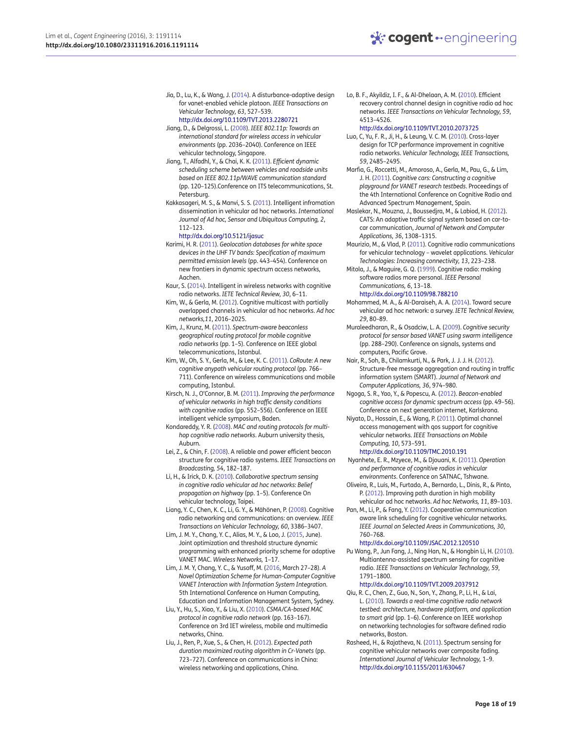Jia, D., Lu, K., & Wang, J. (2014). A disturbance-adaptive design for vanet-enabled vehicle platoon. *IEEE Transactions on Vehicular Technology, 63*, 527–539. http://dx.doi.org/10.1109/TVT.2013.2280721

Jiang, D., & Delgrossi, L. (2008). *IEEE 802.11p: Towards an international standard for wireless access in vehicular environments* (pp. 2036–2040). Conference on IEEE vehicular technology, Singapore.

Jiang, T., Alfadhl, Y., & Chai, K. K. (2011). *Efficient dynamic scheduling scheme between vehicles and roadside units based on IEEE 802.11p/WAVE communication standard* (pp. 120–125).Conference on ITS telecommunications, St. Petersburg.

Kakkasageri, M. S., & Manvi, S. S. (2011). Intelligent infromation dissemination in vehicular ad hoc networks. *International Journal of Ad hoc, Sensor and Ubiquitous Computing, 2*, 112–123. http://dx.doi.org/10.5121/ijasuc

Karimi, H. R. (2011). *Geolocation databases for white space devices in the UHF TV bands: Specification of maximum permitted emission levels* (pp. 443–454). Conference on new frontiers in dynamic spectrum access networks, Aachen.

Kaur, S. (2014). Intelligent in wireless networks with cognitive radio networks. *IETE Technical Review, 30*, 6–11.

Kim, W., & Gerla, M. (2012). Cognitive multicast with partially overlapped channels in vehicular ad hoc networks. *Ad hoc networks,11*, 2016–2025.

Kim, J., Krunz, M. (2011). *Spectrum-aware beaconless geographical routing protocol for mobile cognitive radio networks* (pp. 1–5). Conference on IEEE global telecommunications, Istanbul.

Kim, W., Oh, S. Y., Gerla, M., & Lee, K. C. (2011). *CoRoute: A new cognitive anypath vehicular routing protocol* (pp. 766–711). Conference on wireless communications and mobile computing, Istanbul.

Kirsch, N. J., O'Connor, B. M. (2011). *Improving the performance of vehicular networks in high traffic density conditions with cognitive radios* (pp. 552–556). Conference on IEEE intelligent vehicle symposium, Baden.

Kondareddy, Y. R. (2008). *MAC and routing protocols for multi-hop cognitive radio networks*. Auburn university thesis, Auburn.

Lei, Z., & Chin, F. (2008). A reliable and power efficient beacon structure for cognitive radio systems. *IEEE Transactions on Broadcasting, 54*, 182–187.

Li, H., & Irick, D. K. (2010). *Collaborative spectrum sensing in cognitive radio vehicular ad hoc networks: Belief propagation on highway* (pp. 1–5). Conference On vehicular technology, Taipei.

Liang, Y. C., Chen, K. C., Li, G. Y., & Mähönen, P. (2008). Cognitive radio networking and communications: an overview. *IEEE Transactions on Vehicular Technology, 60*, 3386–3407.

Lim, J. M. Y., Chang, Y. C., Alias, M. Y., & Loo, J. (2015, June). Joint optimization and threshold structure dynamic programming with enhanced priority scheme for adaptive VANET MAC. *Wireless Networks,* 1–17.

Lim, J. M. Y, Chang, Y. C., & Yusoff, M. (2016, March 27–28). *A Novel Optimization Scheme for Human-Computer Cognitive VANET Interaction with Information System Integration*. 5th International Conference on Human Computing, Education and Information Management System, Sydney.

Liu, Y., Hu, S., Xiao, Y., & Liu, X. (2010). *CSMA/CA-based MAC protocol in cognitive radio network* (pp. 163–167). Conference on 3rd IET wireless, mobile and multimedia networks, China.

Liu, J., Ren, P., Xue, S., & Chen, H. (2012). *Expected path duration maximized routing algorithm in Cr-Vanets* (pp. 723–727). Conference on communications in China: wireless networking and applications, China.

Lo, B. F., Akyildiz, I. F., & Al-Dhelaan, A. M. (2010). Efficient recovery control channel design in cognitive radio ad hoc networks. *IEEE Transactions on Vehicular Technology, 59*, 4513–4526. http://dx.doi.org/10.1109/TVT.2010.2073725

Luo, C, Yu, F. R., Ji, H., & Leung, V. C. M. (2010). Cross-layer design for TCP performance improvement in cognitive radio networks. *Vehicular Technology, IEEE Transactions, 59*, 2485–2495.

Marfia, G., Roccetti, M., Amoroso, A., Gerla, M., Pau, G., & Lim, J. H. (2011). *Cognitive cars: Constructing a cognitive playground for VANET research testbeds*. Proceedings of the 4th International Conference on Cognitive Radio and Advanced Spectrum Management, Spain.

Maslekar, N., Mouzna, J., Boussedjra, M., & Labiod, H. (2012). CATS: An adaptive traffic signal system based on car-to-car communication, *Journal of Network and Computer Applications, 36*, 1308–1315.

Maurizio, M., & Vlad, P. (2011). Cognitive radio communications for vehicular technology – wavelet applications. *Vehicular Technologies: Increasing connectivity, 13*, 223–238.

Mitola, J., & Maguire, G. Q. (1999). Cognitive radio: making software radios more personal. *IEEE Personal Communications, 6*, 13–18. http://dx.doi.org/10.1109/98.788210

Mohammed, M. A., & Al-Daraiseh, A. A. (2014). Toward secure vehicular ad hoc network: a survey. *IETE Technical Review, 29*, 80–89.

Muraleedharan, R., & Osadciw, L. A. (2009). *Cognitive security protocol for sensor based VANET using swarm intelligence* (pp. 288–290). Conference on signals, systems and computers, Pacific Grove.

Nair, R., Soh, B., Chilamkurti, N., & Park, J. J. H. (2012). Structure-free message aggregation and routing in traffic information system (SMART). *Journal of Network and Computer Applications, 36*, 974–980.

Ngoga, S. R., Yao, Y., & Popescu, A. (2012). *Beacon-enabled cognitive access for dynamic spectrum access* (pp. 49–56). Conference on next generation internet, Karlskrona.

Niyato, D., Hossain, E., & Wang, P. (2011). Optimal channel access management with qos support for cognitive vehicular networks. *IEEE Transactions on Mobile Computing, 10*, 573–591. http://dx.doi.org/10.1109/TMC.2010.191

Nyanhete, E. R., Mzyece, M., & Djouani, K. (2011). *Operation and performance of cognitive radios in vehicular environments*. Conference on SATNAC, Tshwane.

Oliveira, R., Luís, M., Furtado, A., Bernardo, L., Dinis, R., & Pinto, P. (2012). Improving path duration in high mobility vehicular ad hoc networks. *Ad hoc Networks, 11*, 89–103.

Pan, M., Li, P., & Fang, Y. (2012). Cooperative communication aware link scheduling for cognitive vehicular networks. *IEEE Journal on Selected Areas in Communications, 30*, 760–768. http://dx.doi.org/10.1109/JSAC.2012.120510

Pu Wang, P., Jun Fang, J., Ning Han, N., & Hongbin Li, H. (2010). Multiantenna-assisted spectrum sensing for cognitive radio. *IEEE Transactions on Vehicular Technology, 59*, 1791–1800. http://dx.doi.org/10.1109/TVT.2009.2037912

Qiu, R. C., Chen, Z., Guo, N., Son, Y., Zhang, P., Li, H., & Lai, L. (2010). *Towards a real-time cognitive radio network testbed: architecture, hardware platform, and application to smart grid* (pp. 1–6). Conference on IEEE workshop on networking technologies for software defined radio networks, Boston.

Rasheed, H., & Rajatheva, N. (2011). Spectrum sensing for cognitive vehicular networks over composite fading. *International Journal of Vehicular Technology,* 1–9. http://dx.doi.org/10.1155/2011/630467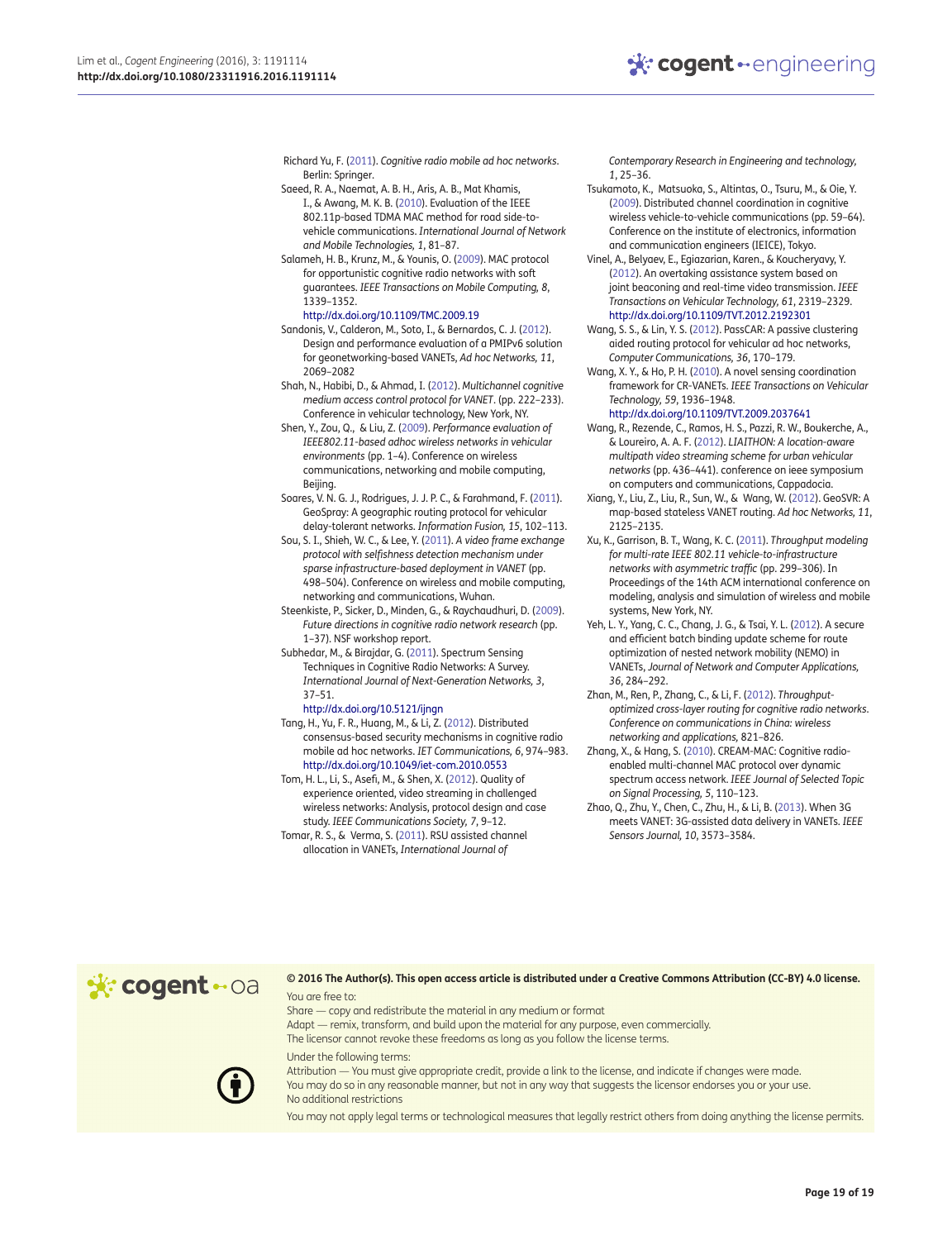Richard Yu, F. (2011). *Cognitive radio mobile ad hoc networks*. Berlin: Springer.

Saeed, R. A., Naemat, A. B. H., Aris, A. B., Mat Khamis, I., & Awang, M. K. B. (2010). Evaluation of the IEEE 802.11p-based TDMA MAC method for road side-to-vehicle communications. *International Journal of Network and Mobile Technologies, 1*, 81–87.

Salameh, H. B., Krunz, M., & Younis, O. (2009). MAC protocol for opportunistic cognitive radio networks with soft guarantees. *IEEE Transactions on Mobile Computing, 8*, 1339–1352. http://dx.doi.org/10.1109/TMC.2009.19

Sandonis, V., Calderon, M., Soto, I., & Bernardos, C. J. (2012). Design and performance evaluation of a PMIPv6 solution for geonetworking-based VANETs, *Ad hoc Networks, 11*, 2069–2082

Shah, N., Habibi, D., & Ahmad, I. (2012). *Multichannel cognitive medium access control protocol for VANET*. (pp. 222–233). Conference in vehicular technology, New York, NY.

Shen, Y., Zou, Q., & Liu, Z. (2009). *Performance evaluation of IEEE802.11-based adhoc wireless networks in vehicular environments* (pp. 1–4). Conference on wireless communications, networking and mobile computing, Beijing.

Soares, V. N. G. J., Rodrigues, J. J. P. C., & Farahmand, F. (2011). GeoSpray: A geographic routing protocol for vehicular delay-tolerant networks. *Information Fusion, 15*, 102–113.

Sou, S. I., Shieh, W. C., & Lee, Y. (2011). *A video frame exchange protocol with selfishness detection mechanism under sparse infrastructure-based deployment in VANET* (pp. 498–504). Conference on wireless and mobile computing, networking and communications, Wuhan.

Steenkiste, P., Sicker, D., Minden, G., & Raychaudhuri, D. (2009). *Future directions in cognitive radio network research* (pp. 1–37). NSF workshop report.

Subhedar, M., & Birajdar, G. (2011). Spectrum Sensing Techniques in Cognitive Radio Networks: A Survey. *International Journal of Next-Generation Networks, 3*, 37–51. http://dx.doi.org/10.5121/ijngn

Tang, H., Yu, F. R., Huang, M., & Li, Z. (2012). Distributed consensus-based security mechanisms in cognitive radio mobile ad hoc networks. *IET Communications, 6*, 974–983. http://dx.doi.org/10.1049/iet-com.2010.0553

Tom, H. L., Li, S., Asefi, M., & Shen, X. (2012). Quality of experience oriented, video streaming in challenged wireless networks: Analysis, protocol design and case study. *IEEE Communications Society, 7*, 9–12.

Tomar, R. S., & Verma, S. (2011). RSU assisted channel allocation in VANETs, *International Journal of Contemporary Research in Engineering and technology, 1*, 25–36.

Tsukamoto, K., Matsuoka, S., Altintas, O., Tsuru, M., & Oie, Y. (2009). Distributed channel coordination in cognitive wireless vehicle-to-vehicle communications (pp. 59–64). Conference on the institute of electronics, information and communication engineers (IEICE), Tokyo.

Vinel, A., Belyaev, E., Egiazarian, Karen., & Koucheryavy, Y. (2012). An overtaking assistance system based on joint beaconing and real-time video transmission. *IEEE Transactions on Vehicular Technology, 61*, 2319–2329. http://dx.doi.org/10.1109/TVT.2012.2192301

Wang, S. S., & Lin, Y. S. (2012). PassCAR: A passive clustering aided routing protocol for vehicular ad hoc networks, *Computer Communications, 36*, 170–179.

Wang, X. Y., & Ho, P. H. (2010). A novel sensing coordination framework for CR-VANETs. *IEEE Transactions on Vehicular Technology, 59*, 1936–1948. http://dx.doi.org/10.1109/TVT.2009.2037641

Wang, R., Rezende, C., Ramos, H. S., Pazzi, R. W., Boukerche, A., & Loureiro, A. A. F. (2012). *LIAITHON: A location-aware multipath video streaming scheme for urban vehicular networks* (pp. 436–441). conference on ieee symposium on computers and communications, Cappadocia.

Xiang, Y., Liu, Z., Liu, R., Sun, W., & Wang, W. (2012). GeoSVR: A map-based stateless VANET routing. *Ad hoc Networks, 11*, 2125–2135.

Xu, K., Garrison, B. T., Wang, K. C. (2011). *Throughput modeling for multi-rate IEEE 802.11 vehicle-to-infrastructure networks with asymmetric traffic* (pp. 299–306). In Proceedings of the 14th ACM international conference on modeling, analysis and simulation of wireless and mobile systems, New York, NY.

Yeh, L. Y., Yang, C. C., Chang, J. G., & Tsai, Y. L. (2012). A secure and efficient batch binding update scheme for route optimization of nested network mobility (NEMO) in VANETs, *Journal of Network and Computer Applications, 36*, 284–292.

Zhan, M., Ren, P., Zhang, C., & Li, F. (2012). *Throughput-optimized cross-layer routing for cognitive radio networks. Conference on communications in China: wireless networking and applications,* 821–826.

Zhang, X., & Hang, S. (2010). CREAM-MAC: Cognitive radio-enabled multi-channel MAC protocol over dynamic spectrum access network. *IEEE Journal of Selected Topic on Signal Processing, 5*, 110–123.

Zhao, Q., Zhu, Y., Chen, C., Zhu, H., & Li, B. (2013). When 3G meets VANET: 3G-assisted data delivery in VANETs. *IEEE Sensors Journal, 10*, 3573–3584.

**© 2016 The Author(s). This open access article is distributed under a Creative Commons Attribution (CC-BY) 4.0 license.**

You are free to:

Share — copy and redistribute the material in any medium or format

Adapt — remix, transform, and build upon the material for any purpose, even commercially.

The licensor cannot revoke these freedoms as long as you follow the license terms.

Under the following terms:

Attribution — You must give appropriate credit, provide a link to the license, and indicate if changes were made. You may do so in any reasonable manner, but not in any way that suggests the licensor endorses you or your use.

No additional restrictions

You may not apply legal terms or technological measures that legally restrict others from doing anything the license permits.